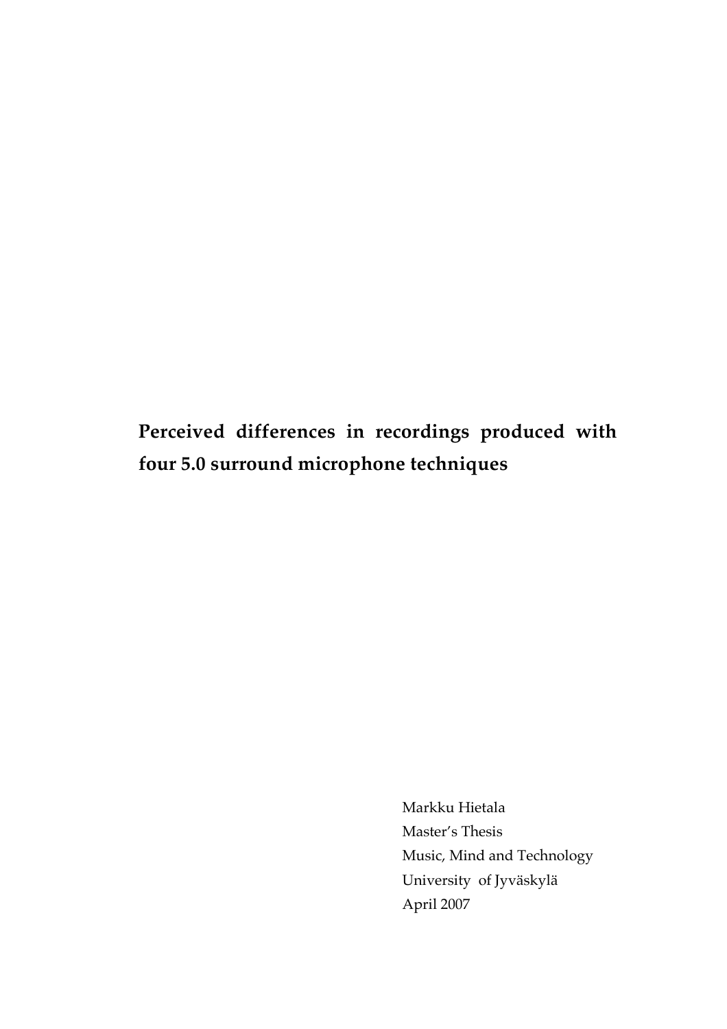# Perceived differences in recordings produced with four 5.0 surround microphone techniques

Markku Hietala
Master's Thesis
Music, Mind and Technology
University of Jyväskylä
April 2007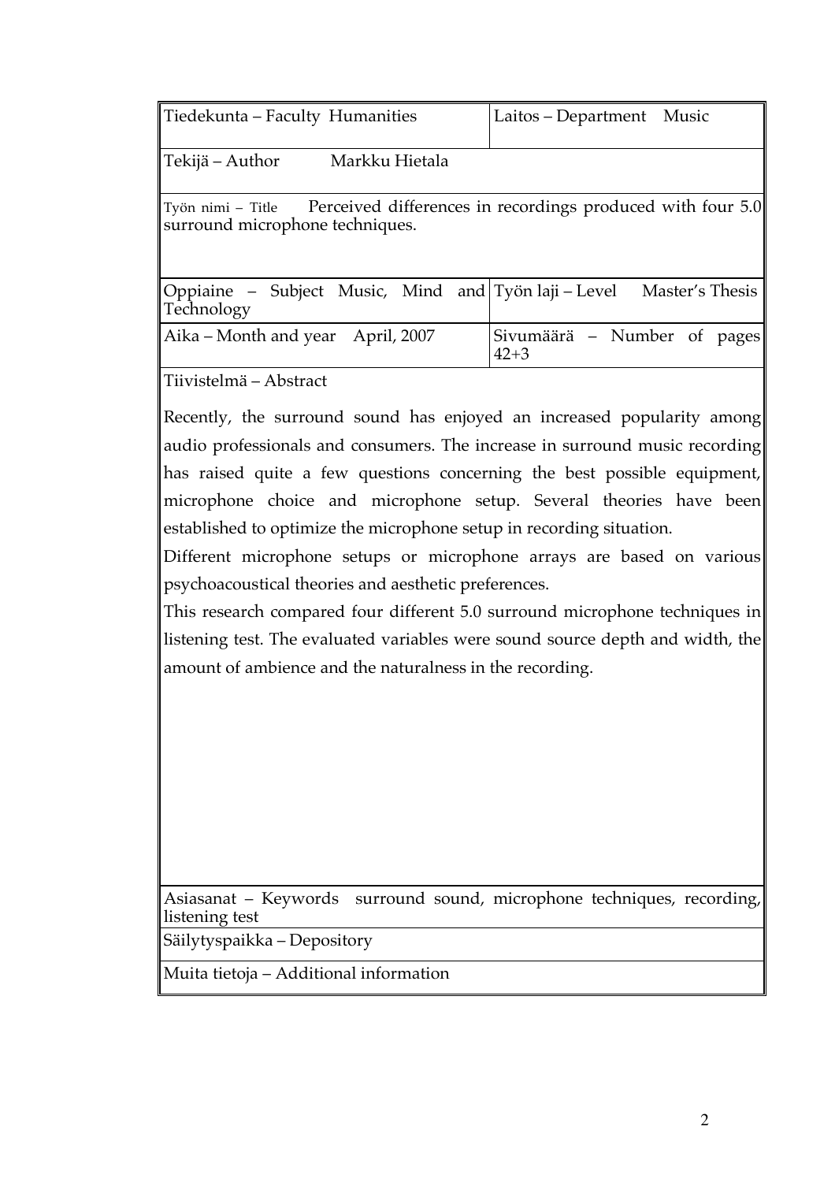| Tiedekunta – Faculty Humanities | Laitos – Department Music |
|---|---|
| Tekijä – Author Markku Hietala | |
| Työn nimi – Title Perceived differences in recordings produced with four 5.0 surround microphone techniques. | |
| Oppiaine – Subject Music, Mind and Technology | Työn laji – Level Master's Thesis |
| Aika – Month and year April, 2007 | Sivumäärä – Number of pages 42+3 |

Tiivistelmä – Abstract

Recently, the surround sound has enjoyed an increased popularity among audio professionals and consumers. The increase in surround music recording has raised quite a few questions concerning the best possible equipment, microphone choice and microphone setup. Several theories have been established to optimize the microphone setup in recording situation.

Different microphone setups or microphone arrays are based on various psychoacoustical theories and aesthetic preferences.

This research compared four different 5.0 surround microphone techniques in listening test. The evaluated variables were sound source depth and width, the amount of ambience and the naturalness in the recording.

Asiasanat – Keywords surround sound, microphone techniques, recording, listening test

Säilytyspaikka – Depository

Muita tietoja – Additional information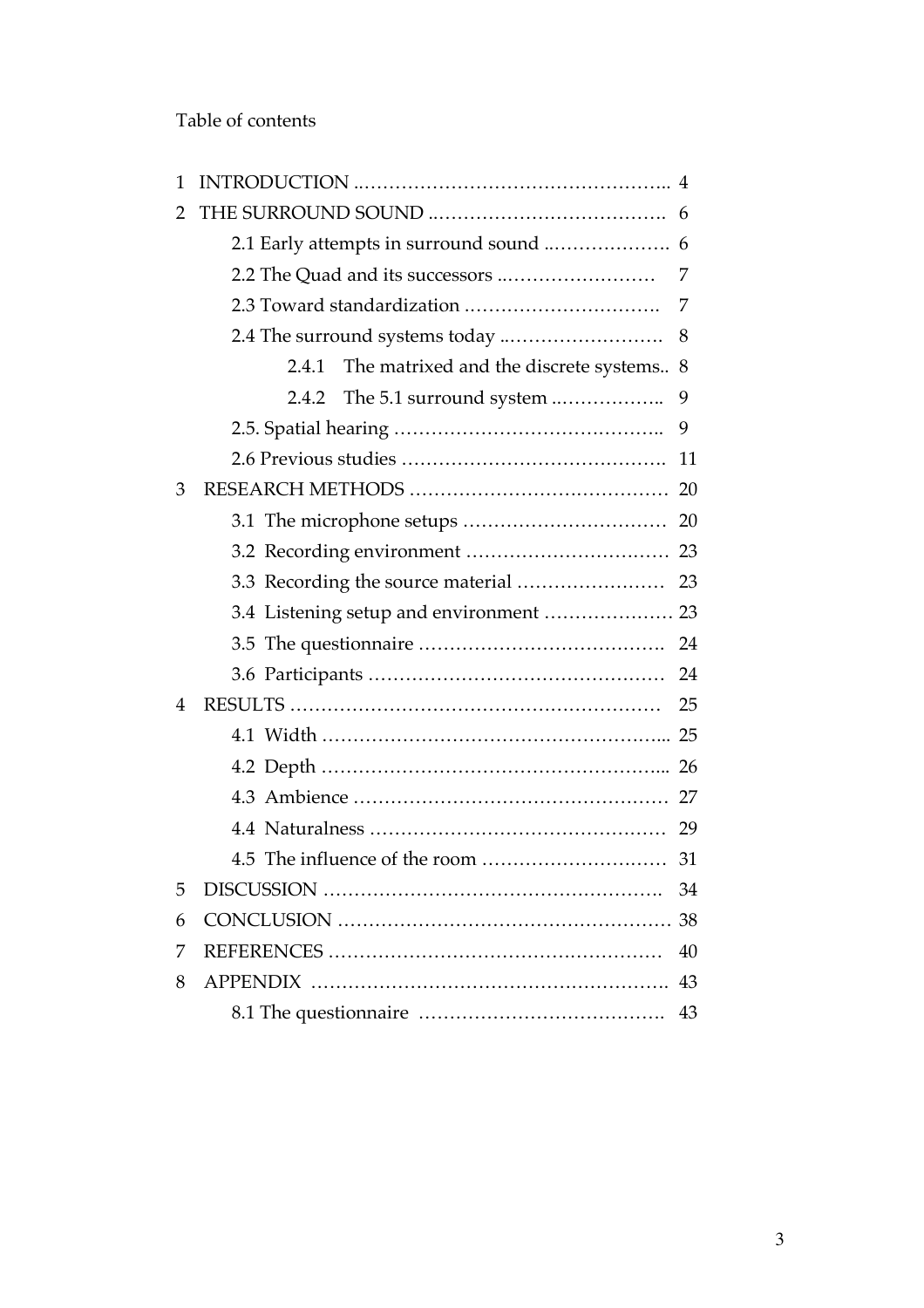Table of contents

1 INTRODUCTION .................................................. 4
2 THE SURROUND SOUND ...................................... 6
   2.1 Early attempts in surround sound ..................... 6
   2.2 The Quad and its successors .......................... 7
   2.3 Toward standardization ................................ 7
   2.4 The surround systems today ........................... 8
      2.4.1 The matrixed and the discrete systems.. 8
      2.4.2 The 5.1 surround system .................. 9
   2.5. Spatial hearing ........................................... 9
   2.6 Previous studies ........................................... 11
3 RESEARCH METHODS .......................................... 20
   3.1 The microphone setups ................................. 20
   3.2 Recording environment ................................. 23
   3.3 Recording the source material ........................ 23
   3.4 Listening setup and environment ..................... 23
   3.5 The questionnaire ....................................... 24
   3.6 Participants ............................................... 24
4 RESULTS ........................................................... 25
   4.1 Width ....................................................... 25
   4.2 Depth ....................................................... 26
   4.3 Ambience .................................................. 27
   4.4 Naturalness ............................................... 29
   4.5 The influence of the room ............................. 31
5 DISCUSSION ...................................................... 34
6 CONCLUSION ..................................................... 38
7 REFERENCES ...................................................... 40
8 APPENDIX ......................................................... 43
   8.1 The questionnaire ....................................... 43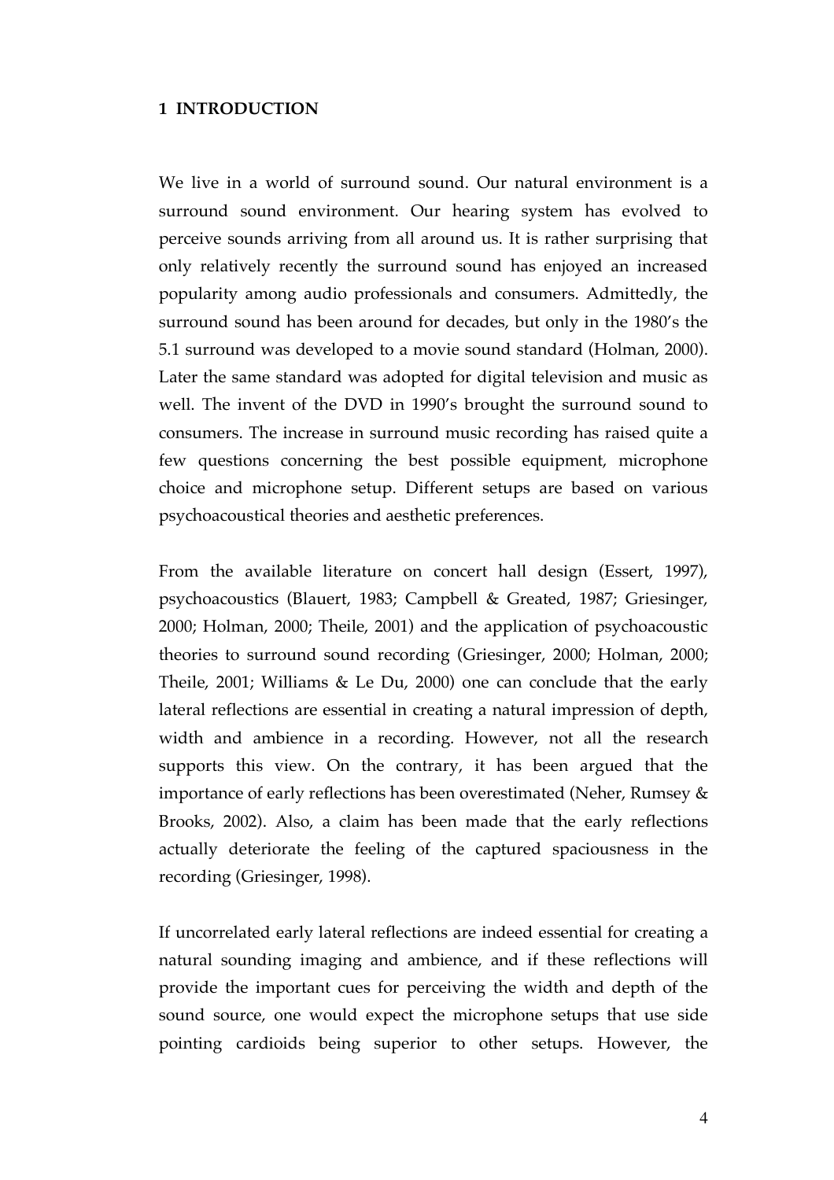# 1 INTRODUCTION

We live in a world of surround sound. Our natural environment is a surround sound environment. Our hearing system has evolved to perceive sounds arriving from all around us. It is rather surprising that only relatively recently the surround sound has enjoyed an increased popularity among audio professionals and consumers. Admittedly, the surround sound has been around for decades, but only in the 1980's the 5.1 surround was developed to a movie sound standard (Holman, 2000). Later the same standard was adopted for digital television and music as well. The invent of the DVD in 1990's brought the surround sound to consumers. The increase in surround music recording has raised quite a few questions concerning the best possible equipment, microphone choice and microphone setup. Different setups are based on various psychoacoustical theories and aesthetic preferences.

From the available literature on concert hall design (Essert, 1997), psychoacoustics (Blauert, 1983; Campbell & Greated, 1987; Griesinger, 2000; Holman, 2000; Theile, 2001) and the application of psychoacoustic theories to surround sound recording (Griesinger, 2000; Holman, 2000; Theile, 2001; Williams & Le Du, 2000) one can conclude that the early lateral reflections are essential in creating a natural impression of depth, width and ambience in a recording. However, not all the research supports this view. On the contrary, it has been argued that the importance of early reflections has been overestimated (Neher, Rumsey & Brooks, 2002). Also, a claim has been made that the early reflections actually deteriorate the feeling of the captured spaciousness in the recording (Griesinger, 1998).

If uncorrelated early lateral reflections are indeed essential for creating a natural sounding imaging and ambience, and if these reflections will provide the important cues for perceiving the width and depth of the sound source, one would expect the microphone setups that use side pointing cardioids being superior to other setups. However, the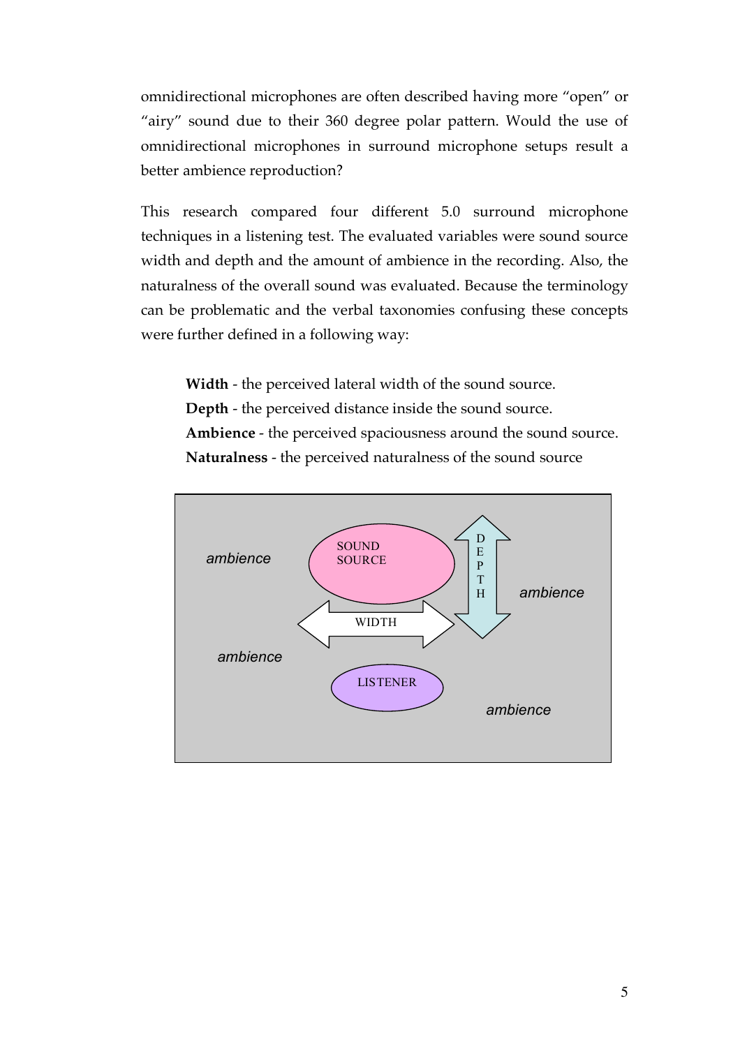omnidirectional microphones are often described having more "open" or "airy" sound due to their 360 degree polar pattern. Would the use of omnidirectional microphones in surround microphone setups result a better ambience reproduction?

This research compared four different 5.0 surround microphone techniques in a listening test. The evaluated variables were sound source width and depth and the amount of ambience in the recording. Also, the naturalness of the overall sound was evaluated. Because the terminology can be problematic and the verbal taxonomies confusing these concepts were further defined in a following way:

**Width** - the perceived lateral width of the sound source.
**Depth** - the perceived distance inside the sound source.
**Ambience** - the perceived spaciousness around the sound source.
**Naturalness** - the perceived naturalness of the sound source

ambience SOUND SOURCE DEPTH ambience WIDTH ambience LISTENER ambience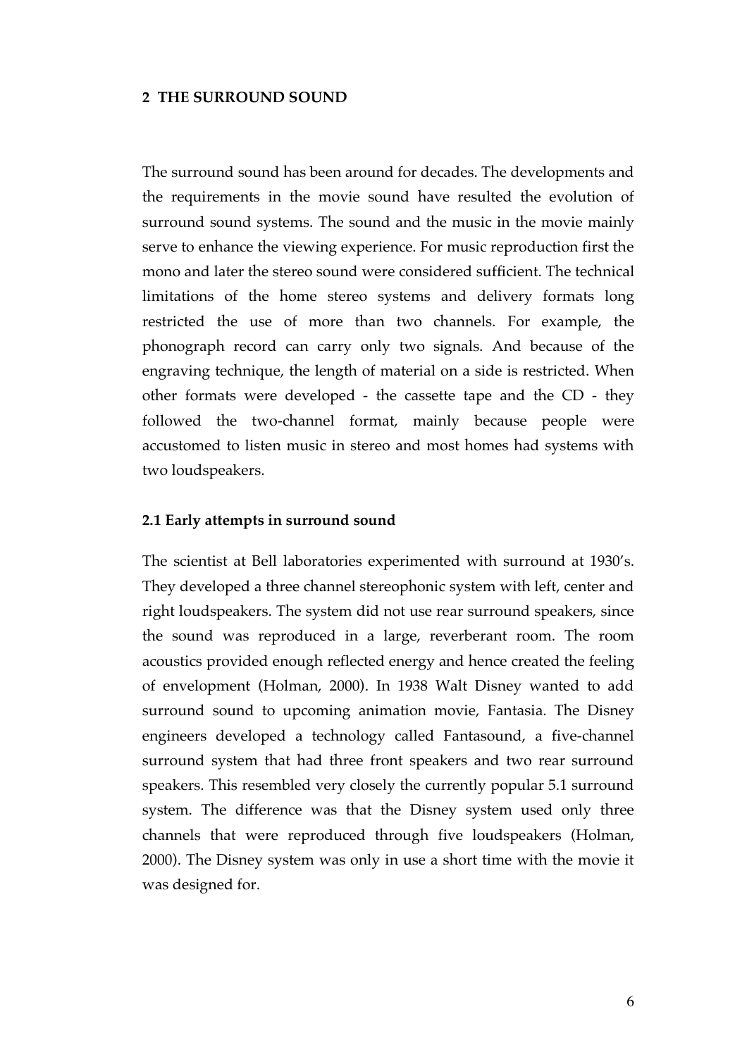## 2 THE SURROUND SOUND

The surround sound has been around for decades. The developments and the requirements in the movie sound have resulted the evolution of surround sound systems. The sound and the music in the movie mainly serve to enhance the viewing experience. For music reproduction first the mono and later the stereo sound were considered sufficient. The technical limitations of the home stereo systems and delivery formats long restricted the use of more than two channels. For example, the phonograph record can carry only two signals. And because of the engraving technique, the length of material on a side is restricted. When other formats were developed - the cassette tape and the CD - they followed the two-channel format, mainly because people were accustomed to listen music in stereo and most homes had systems with two loudspeakers.

### 2.1 Early attempts in surround sound

The scientist at Bell laboratories experimented with surround at 1930's. They developed a three channel stereophonic system with left, center and right loudspeakers. The system did not use rear surround speakers, since the sound was reproduced in a large, reverberant room. The room acoustics provided enough reflected energy and hence created the feeling of envelopment (Holman, 2000). In 1938 Walt Disney wanted to add surround sound to upcoming animation movie, Fantasia. The Disney engineers developed a technology called Fantasound, a five-channel surround system that had three front speakers and two rear surround speakers. This resembled very closely the currently popular 5.1 surround system. The difference was that the Disney system used only three channels that were reproduced through five loudspeakers (Holman, 2000). The Disney system was only in use a short time with the movie it was designed for.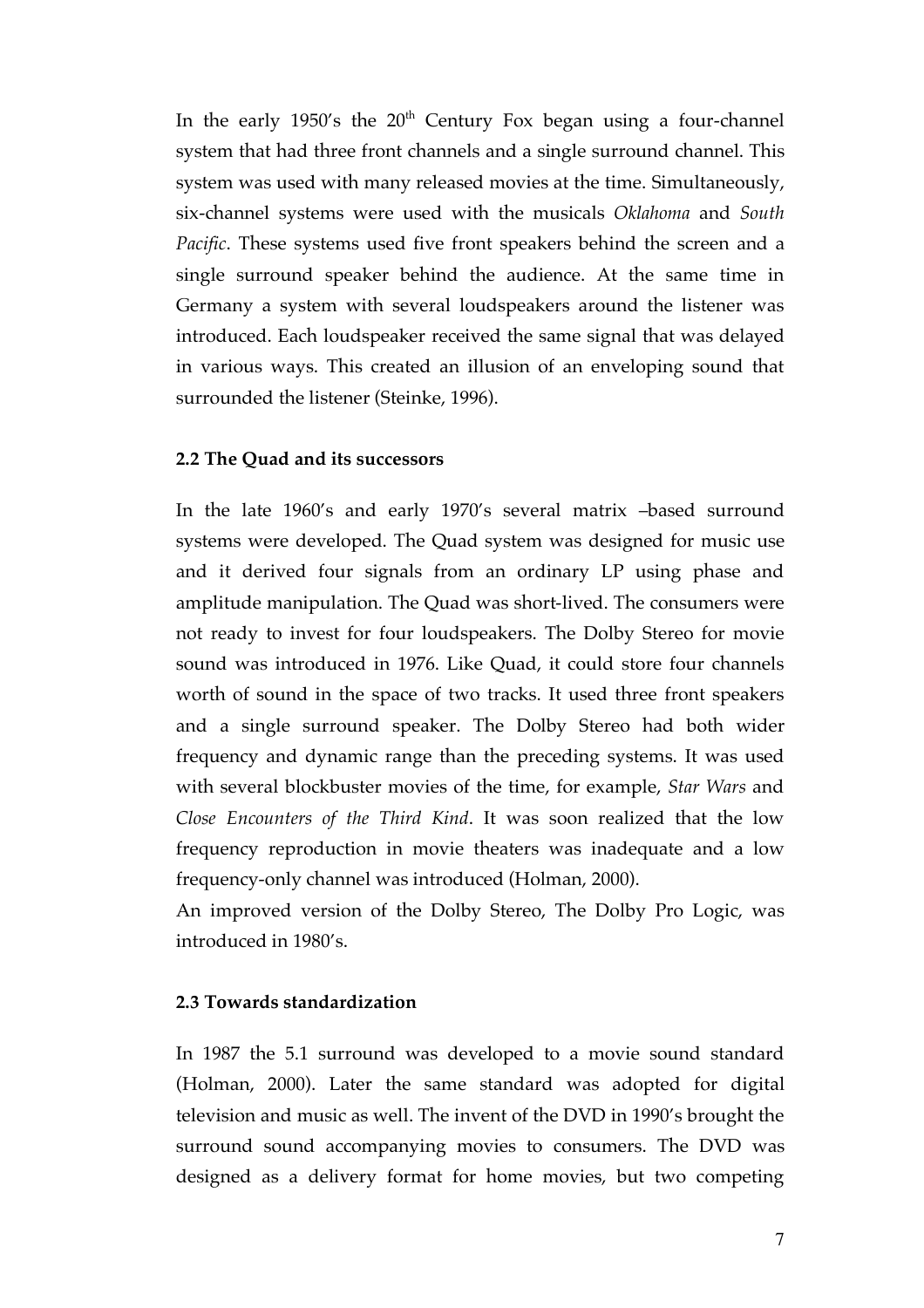In the early 1950's the 20th Century Fox began using a four-channel system that had three front channels and a single surround channel. This system was used with many released movies at the time. Simultaneously, six-channel systems were used with the musicals *Oklahoma* and *South Pacific*. These systems used five front speakers behind the screen and a single surround speaker behind the audience. At the same time in Germany a system with several loudspeakers around the listener was introduced. Each loudspeaker received the same signal that was delayed in various ways. This created an illusion of an enveloping sound that surrounded the listener (Steinke, 1996).

### 2.2 The Quad and its successors

In the late 1960's and early 1970's several matrix –based surround systems were developed. The Quad system was designed for music use and it derived four signals from an ordinary LP using phase and amplitude manipulation. The Quad was short-lived. The consumers were not ready to invest for four loudspeakers. The Dolby Stereo for movie sound was introduced in 1976. Like Quad, it could store four channels worth of sound in the space of two tracks. It used three front speakers and a single surround speaker. The Dolby Stereo had both wider frequency and dynamic range than the preceding systems. It was used with several blockbuster movies of the time, for example, *Star Wars* and *Close Encounters of the Third Kind*. It was soon realized that the low frequency reproduction in movie theaters was inadequate and a low frequency-only channel was introduced (Holman, 2000).

An improved version of the Dolby Stereo, The Dolby Pro Logic, was introduced in 1980's.

### 2.3 Towards standardization

In 1987 the 5.1 surround was developed to a movie sound standard (Holman, 2000). Later the same standard was adopted for digital television and music as well. The invent of the DVD in 1990's brought the surround sound accompanying movies to consumers. The DVD was designed as a delivery format for home movies, but two competing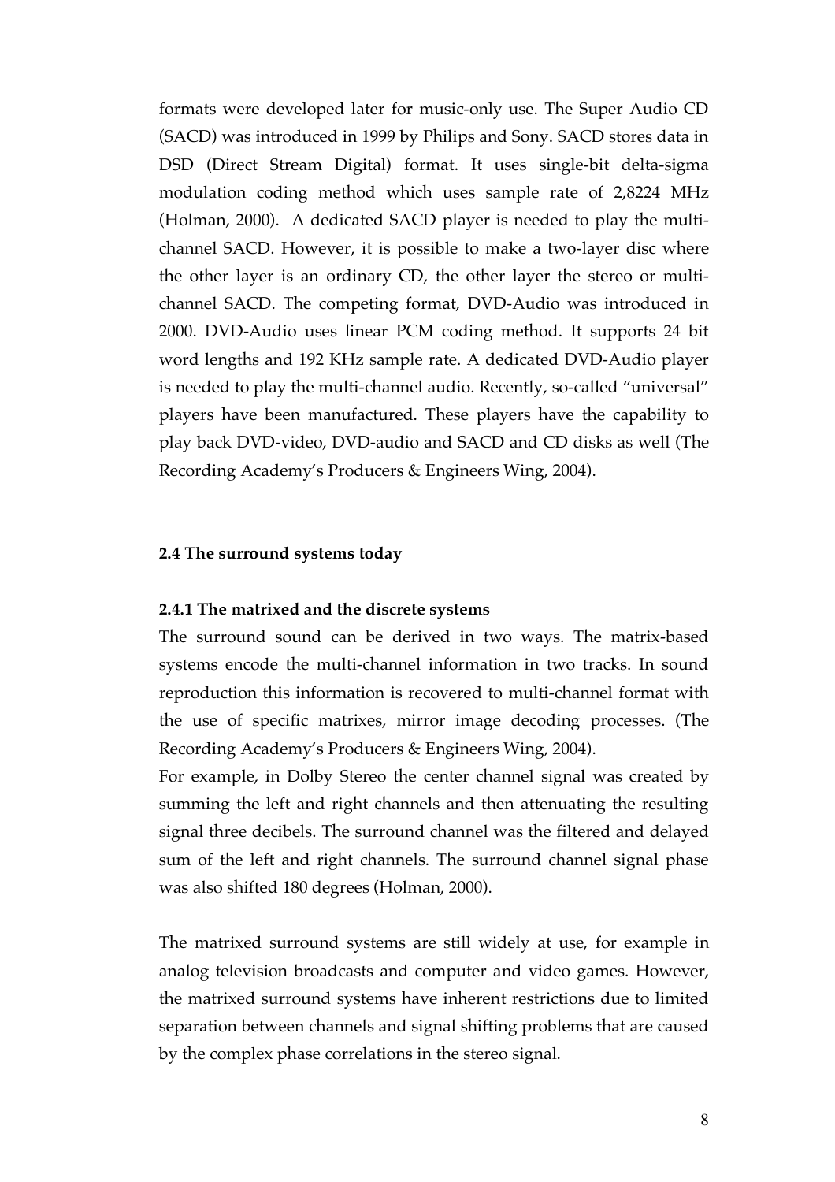formats were developed later for music-only use. The Super Audio CD (SACD) was introduced in 1999 by Philips and Sony. SACD stores data in DSD (Direct Stream Digital) format. It uses single-bit delta-sigma modulation coding method which uses sample rate of 2,8224 MHz (Holman, 2000). A dedicated SACD player is needed to play the multi-channel SACD. However, it is possible to make a two-layer disc where the other layer is an ordinary CD, the other layer the stereo or multi-channel SACD. The competing format, DVD-Audio was introduced in 2000. DVD-Audio uses linear PCM coding method. It supports 24 bit word lengths and 192 KHz sample rate. A dedicated DVD-Audio player is needed to play the multi-channel audio. Recently, so-called "universal" players have been manufactured. These players have the capability to play back DVD-video, DVD-audio and SACD and CD disks as well (The Recording Academy's Producers & Engineers Wing, 2004).

## 2.4 The surround systems today

### 2.4.1 The matrixed and the discrete systems

The surround sound can be derived in two ways. The matrix-based systems encode the multi-channel information in two tracks. In sound reproduction this information is recovered to multi-channel format with the use of specific matrixes, mirror image decoding processes. (The Recording Academy's Producers & Engineers Wing, 2004).

For example, in Dolby Stereo the center channel signal was created by summing the left and right channels and then attenuating the resulting signal three decibels. The surround channel was the filtered and delayed sum of the left and right channels. The surround channel signal phase was also shifted 180 degrees (Holman, 2000).

The matrixed surround systems are still widely at use, for example in analog television broadcasts and computer and video games. However, the matrixed surround systems have inherent restrictions due to limited separation between channels and signal shifting problems that are caused by the complex phase correlations in the stereo signal.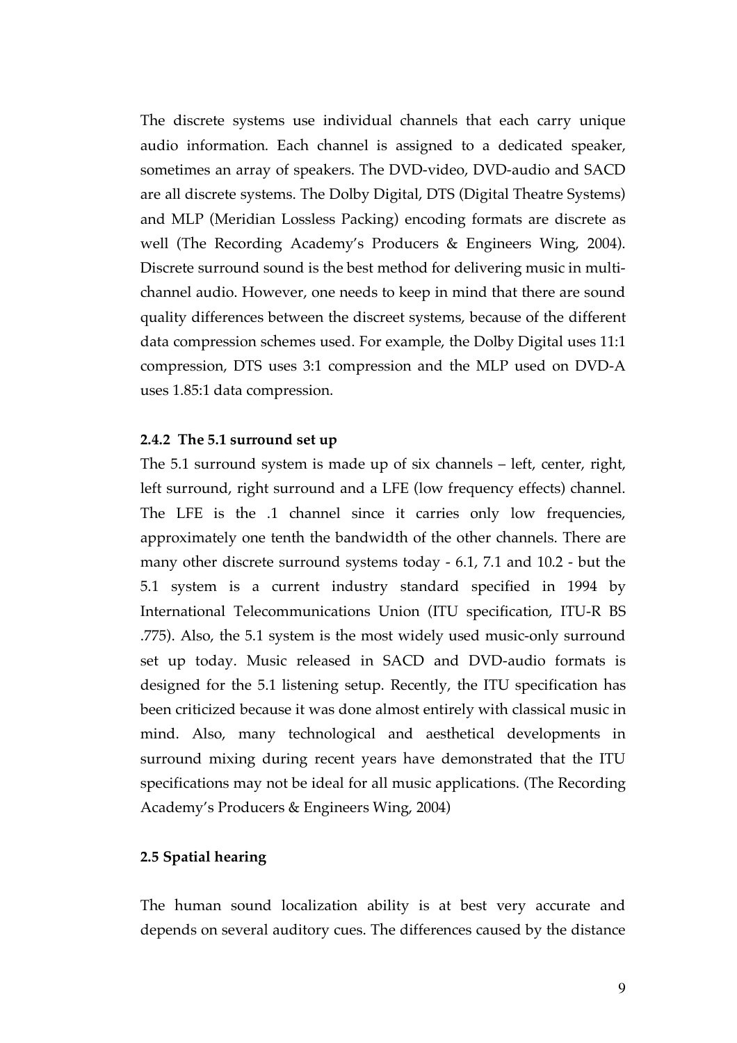The discrete systems use individual channels that each carry unique audio information. Each channel is assigned to a dedicated speaker, sometimes an array of speakers. The DVD-video, DVD-audio and SACD are all discrete systems. The Dolby Digital, DTS (Digital Theatre Systems) and MLP (Meridian Lossless Packing) encoding formats are discrete as well (The Recording Academy's Producers & Engineers Wing, 2004). Discrete surround sound is the best method for delivering music in multi-channel audio. However, one needs to keep in mind that there are sound quality differences between the discreet systems, because of the different data compression schemes used. For example, the Dolby Digital uses 11:1 compression, DTS uses 3:1 compression and the MLP used on DVD-A uses 1.85:1 data compression.

#### 2.4.2 The 5.1 surround set up

The 5.1 surround system is made up of six channels – left, center, right, left surround, right surround and a LFE (low frequency effects) channel. The LFE is the .1 channel since it carries only low frequencies, approximately one tenth the bandwidth of the other channels. There are many other discrete surround systems today - 6.1, 7.1 and 10.2 - but the 5.1 system is a current industry standard specified in 1994 by International Telecommunications Union (ITU specification, ITU-R BS .775). Also, the 5.1 system is the most widely used music-only surround set up today. Music released in SACD and DVD-audio formats is designed for the 5.1 listening setup. Recently, the ITU specification has been criticized because it was done almost entirely with classical music in mind. Also, many technological and aesthetical developments in surround mixing during recent years have demonstrated that the ITU specifications may not be ideal for all music applications. (The Recording Academy's Producers & Engineers Wing, 2004)

### 2.5 Spatial hearing

The human sound localization ability is at best very accurate and depends on several auditory cues. The differences caused by the distance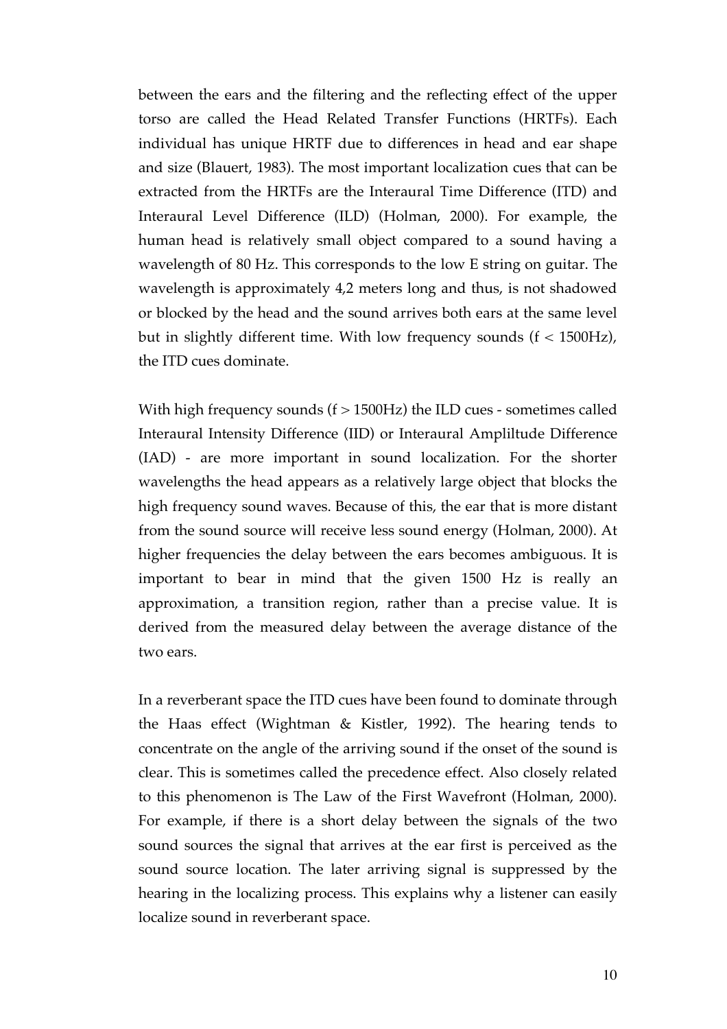between the ears and the filtering and the reflecting effect of the upper torso are called the Head Related Transfer Functions (HRTFs). Each individual has unique HRTF due to differences in head and ear shape and size (Blauert, 1983). The most important localization cues that can be extracted from the HRTFs are the Interaural Time Difference (ITD) and Interaural Level Difference (ILD) (Holman, 2000). For example, the human head is relatively small object compared to a sound having a wavelength of 80 Hz. This corresponds to the low E string on guitar. The wavelength is approximately 4,2 meters long and thus, is not shadowed or blocked by the head and the sound arrives both ears at the same level but in slightly different time. With low frequency sounds (f < 1500Hz), the ITD cues dominate.

With high frequency sounds (f > 1500Hz) the ILD cues - sometimes called Interaural Intensity Difference (IID) or Interaural Ampliltude Difference (IAD) - are more important in sound localization. For the shorter wavelengths the head appears as a relatively large object that blocks the high frequency sound waves. Because of this, the ear that is more distant from the sound source will receive less sound energy (Holman, 2000). At higher frequencies the delay between the ears becomes ambiguous. It is important to bear in mind that the given 1500 Hz is really an approximation, a transition region, rather than a precise value. It is derived from the measured delay between the average distance of the two ears.

In a reverberant space the ITD cues have been found to dominate through the Haas effect (Wightman & Kistler, 1992). The hearing tends to concentrate on the angle of the arriving sound if the onset of the sound is clear. This is sometimes called the precedence effect. Also closely related to this phenomenon is The Law of the First Wavefront (Holman, 2000). For example, if there is a short delay between the signals of the two sound sources the signal that arrives at the ear first is perceived as the sound source location. The later arriving signal is suppressed by the hearing in the localizing process. This explains why a listener can easily localize sound in reverberant space.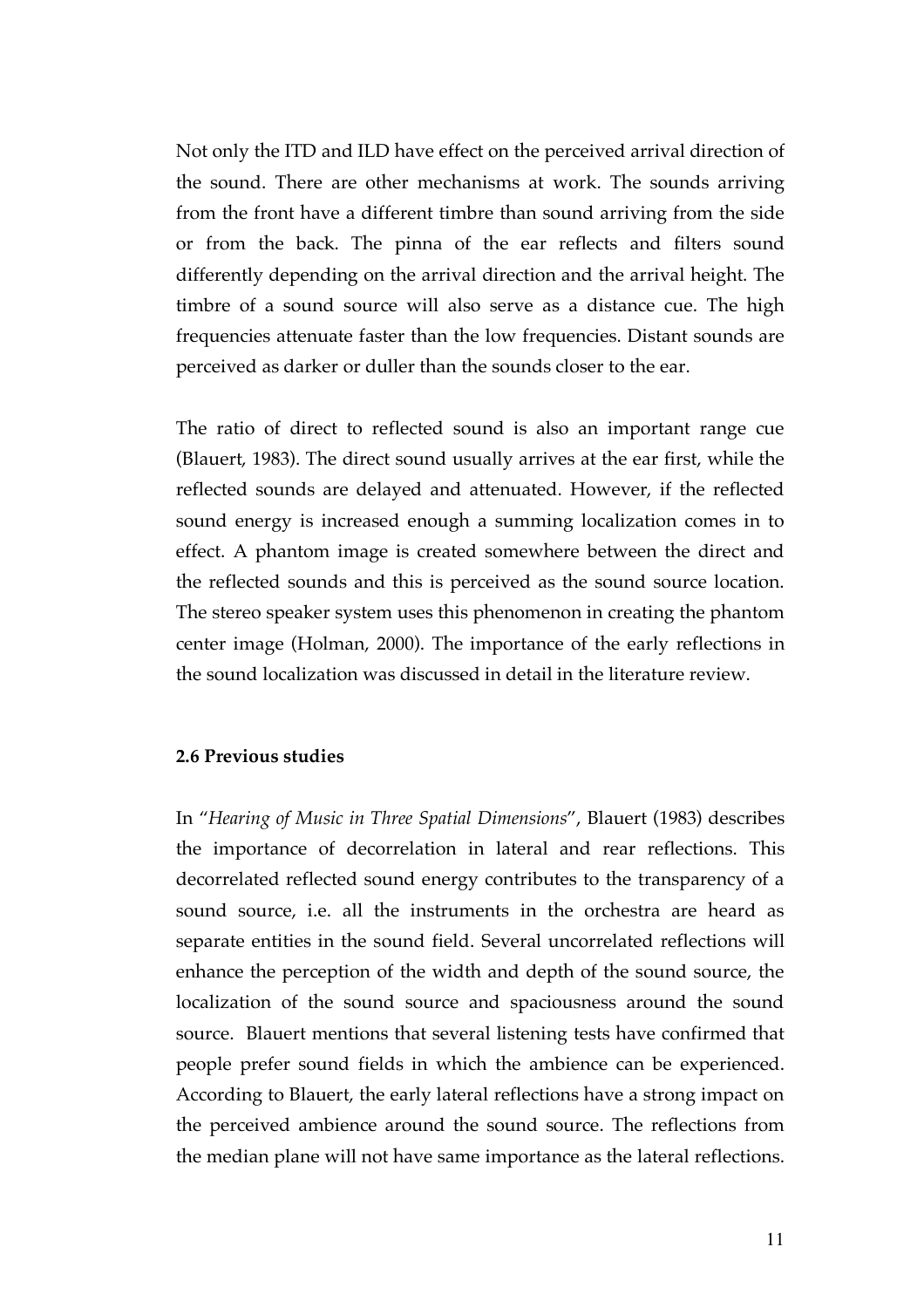Not only the ITD and ILD have effect on the perceived arrival direction of the sound. There are other mechanisms at work. The sounds arriving from the front have a different timbre than sound arriving from the side or from the back. The pinna of the ear reflects and filters sound differently depending on the arrival direction and the arrival height. The timbre of a sound source will also serve as a distance cue. The high frequencies attenuate faster than the low frequencies. Distant sounds are perceived as darker or duller than the sounds closer to the ear.

The ratio of direct to reflected sound is also an important range cue (Blauert, 1983). The direct sound usually arrives at the ear first, while the reflected sounds are delayed and attenuated. However, if the reflected sound energy is increased enough a summing localization comes in to effect. A phantom image is created somewhere between the direct and the reflected sounds and this is perceived as the sound source location. The stereo speaker system uses this phenomenon in creating the phantom center image (Holman, 2000). The importance of the early reflections in the sound localization was discussed in detail in the literature review.

### 2.6 Previous studies

In "*Hearing of Music in Three Spatial Dimensions*", Blauert (1983) describes the importance of decorrelation in lateral and rear reflections. This decorrelated reflected sound energy contributes to the transparency of a sound source, i.e. all the instruments in the orchestra are heard as separate entities in the sound field. Several uncorrelated reflections will enhance the perception of the width and depth of the sound source, the localization of the sound source and spaciousness around the sound source. Blauert mentions that several listening tests have confirmed that people prefer sound fields in which the ambience can be experienced. According to Blauert, the early lateral reflections have a strong impact on the perceived ambience around the sound source. The reflections from the median plane will not have same importance as the lateral reflections.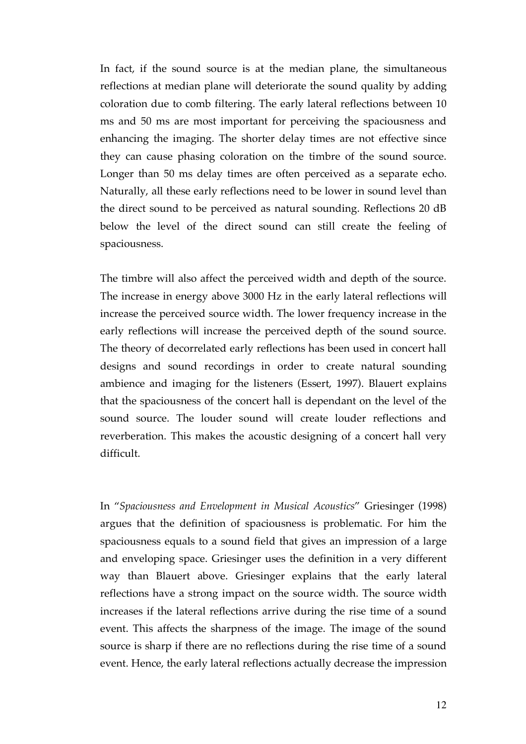In fact, if the sound source is at the median plane, the simultaneous reflections at median plane will deteriorate the sound quality by adding coloration due to comb filtering. The early lateral reflections between 10 ms and 50 ms are most important for perceiving the spaciousness and enhancing the imaging. The shorter delay times are not effective since they can cause phasing coloration on the timbre of the sound source. Longer than 50 ms delay times are often perceived as a separate echo. Naturally, all these early reflections need to be lower in sound level than the direct sound to be perceived as natural sounding. Reflections 20 dB below the level of the direct sound can still create the feeling of spaciousness.

The timbre will also affect the perceived width and depth of the source. The increase in energy above 3000 Hz in the early lateral reflections will increase the perceived source width. The lower frequency increase in the early reflections will increase the perceived depth of the sound source. The theory of decorrelated early reflections has been used in concert hall designs and sound recordings in order to create natural sounding ambience and imaging for the listeners (Essert, 1997). Blauert explains that the spaciousness of the concert hall is dependant on the level of the sound source. The louder sound will create louder reflections and reverberation. This makes the acoustic designing of a concert hall very difficult.

In "*Spaciousness and Envelopment in Musical Acoustics*" Griesinger (1998) argues that the definition of spaciousness is problematic. For him the spaciousness equals to a sound field that gives an impression of a large and enveloping space. Griesinger uses the definition in a very different way than Blauert above. Griesinger explains that the early lateral reflections have a strong impact on the source width. The source width increases if the lateral reflections arrive during the rise time of a sound event. This affects the sharpness of the image. The image of the sound source is sharp if there are no reflections during the rise time of a sound event. Hence, the early lateral reflections actually decrease the impression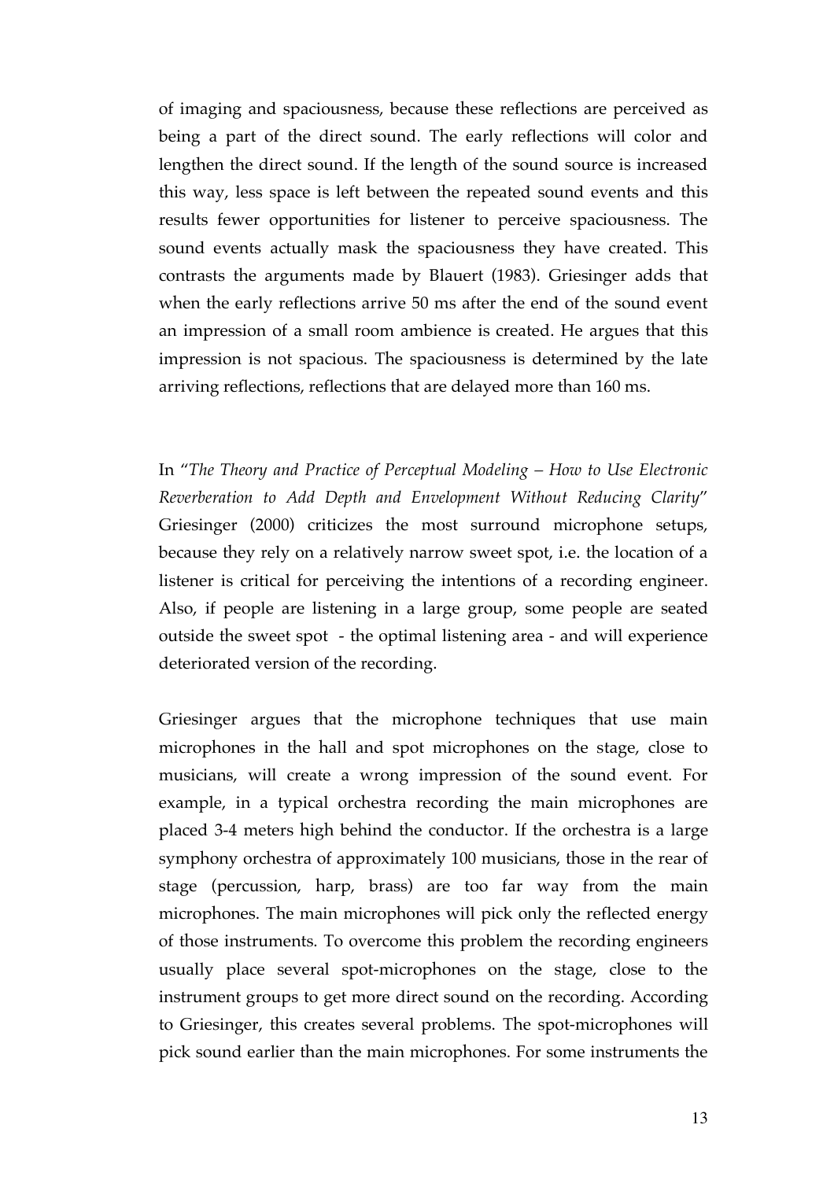of imaging and spaciousness, because these reflections are perceived as being a part of the direct sound. The early reflections will color and lengthen the direct sound. If the length of the sound source is increased this way, less space is left between the repeated sound events and this results fewer opportunities for listener to perceive spaciousness. The sound events actually mask the spaciousness they have created. This contrasts the arguments made by Blauert (1983). Griesinger adds that when the early reflections arrive 50 ms after the end of the sound event an impression of a small room ambience is created. He argues that this impression is not spacious. The spaciousness is determined by the late arriving reflections, reflections that are delayed more than 160 ms.

In "*The Theory and Practice of Perceptual Modeling – How to Use Electronic Reverberation to Add Depth and Envelopment Without Reducing Clarity*" Griesinger (2000) criticizes the most surround microphone setups, because they rely on a relatively narrow sweet spot, i.e. the location of a listener is critical for perceiving the intentions of a recording engineer. Also, if people are listening in a large group, some people are seated outside the sweet spot - the optimal listening area - and will experience deteriorated version of the recording.

Griesinger argues that the microphone techniques that use main microphones in the hall and spot microphones on the stage, close to musicians, will create a wrong impression of the sound event. For example, in a typical orchestra recording the main microphones are placed 3-4 meters high behind the conductor. If the orchestra is a large symphony orchestra of approximately 100 musicians, those in the rear of stage (percussion, harp, brass) are too far way from the main microphones. The main microphones will pick only the reflected energy of those instruments. To overcome this problem the recording engineers usually place several spot-microphones on the stage, close to the instrument groups to get more direct sound on the recording. According to Griesinger, this creates several problems. The spot-microphones will pick sound earlier than the main microphones. For some instruments the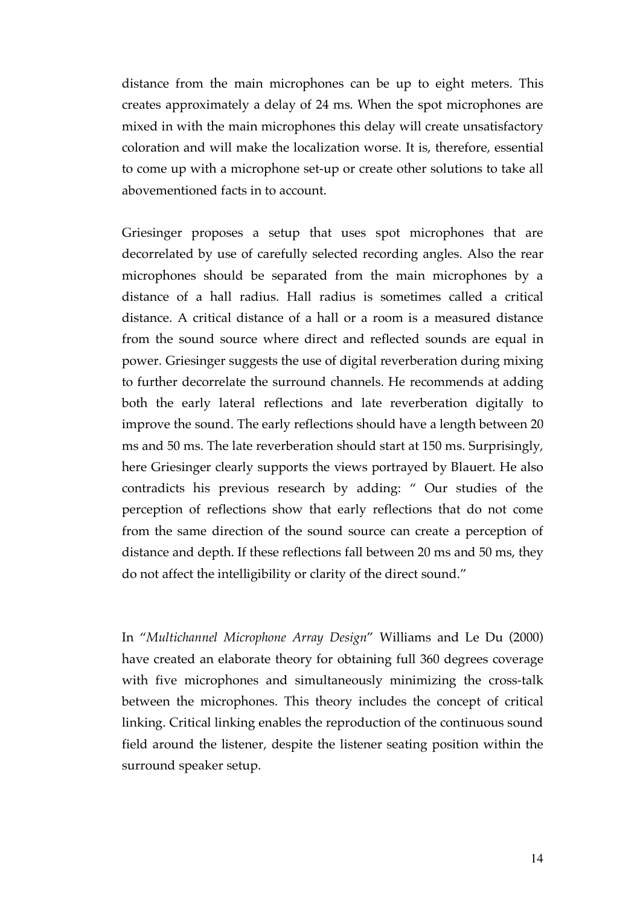distance from the main microphones can be up to eight meters. This creates approximately a delay of 24 ms. When the spot microphones are mixed in with the main microphones this delay will create unsatisfactory coloration and will make the localization worse. It is, therefore, essential to come up with a microphone set-up or create other solutions to take all abovementioned facts in to account.

Griesinger proposes a setup that uses spot microphones that are decorrelated by use of carefully selected recording angles. Also the rear microphones should be separated from the main microphones by a distance of a hall radius. Hall radius is sometimes called a critical distance. A critical distance of a hall or a room is a measured distance from the sound source where direct and reflected sounds are equal in power. Griesinger suggests the use of digital reverberation during mixing to further decorrelate the surround channels. He recommends at adding both the early lateral reflections and late reverberation digitally to improve the sound. The early reflections should have a length between 20 ms and 50 ms. The late reverberation should start at 150 ms. Surprisingly, here Griesinger clearly supports the views portrayed by Blauert. He also contradicts his previous research by adding: " Our studies of the perception of reflections show that early reflections that do not come from the same direction of the sound source can create a perception of distance and depth. If these reflections fall between 20 ms and 50 ms, they do not affect the intelligibility or clarity of the direct sound."

In "*Multichannel Microphone Array Design*" Williams and Le Du (2000) have created an elaborate theory for obtaining full 360 degrees coverage with five microphones and simultaneously minimizing the cross-talk between the microphones. This theory includes the concept of critical linking. Critical linking enables the reproduction of the continuous sound field around the listener, despite the listener seating position within the surround speaker setup.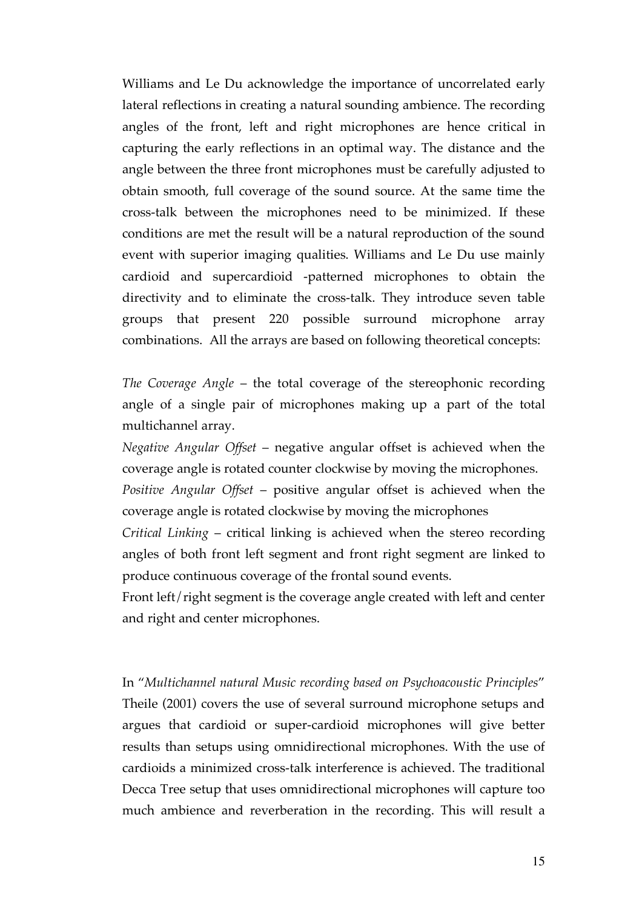Williams and Le Du acknowledge the importance of uncorrelated early lateral reflections in creating a natural sounding ambience. The recording angles of the front, left and right microphones are hence critical in capturing the early reflections in an optimal way. The distance and the angle between the three front microphones must be carefully adjusted to obtain smooth, full coverage of the sound source. At the same time the cross-talk between the microphones need to be minimized. If these conditions are met the result will be a natural reproduction of the sound event with superior imaging qualities. Williams and Le Du use mainly cardioid and supercardioid -patterned microphones to obtain the directivity and to eliminate the cross-talk. They introduce seven table groups that present 220 possible surround microphone array combinations. All the arrays are based on following theoretical concepts:

*The Coverage Angle* – the total coverage of the stereophonic recording angle of a single pair of microphones making up a part of the total multichannel array.
*Negative Angular Offset* – negative angular offset is achieved when the coverage angle is rotated counter clockwise by moving the microphones.
*Positive Angular Offset* – positive angular offset is achieved when the coverage angle is rotated clockwise by moving the microphones
*Critical Linking* – critical linking is achieved when the stereo recording angles of both front left segment and front right segment are linked to produce continuous coverage of the frontal sound events.
Front left/right segment is the coverage angle created with left and center and right and center microphones.

In "*Multichannel natural Music recording based on Psychoacoustic Principles*" Theile (2001) covers the use of several surround microphone setups and argues that cardioid or super-cardioid microphones will give better results than setups using omnidirectional microphones. With the use of cardioids a minimized cross-talk interference is achieved. The traditional Decca Tree setup that uses omnidirectional microphones will capture too much ambience and reverberation in the recording. This will result a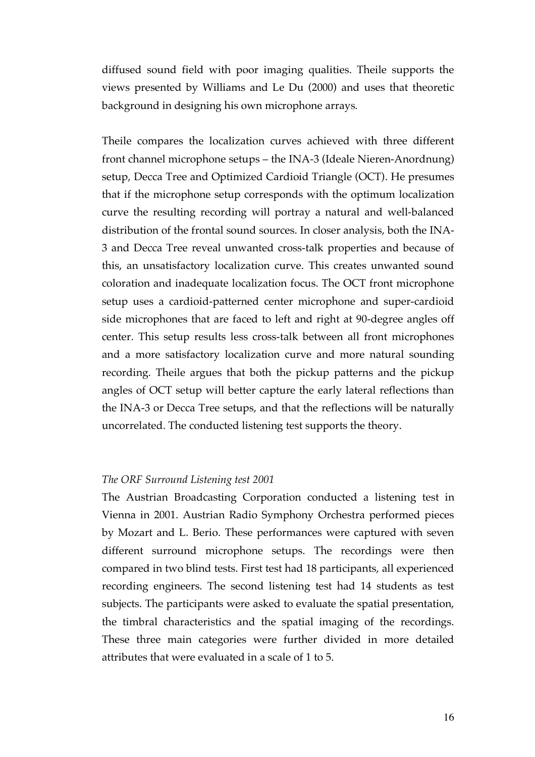diffused sound field with poor imaging qualities. Theile supports the views presented by Williams and Le Du (2000) and uses that theoretic background in designing his own microphone arrays.

Theile compares the localization curves achieved with three different front channel microphone setups – the INA-3 (Ideale Nieren-Anordnung) setup, Decca Tree and Optimized Cardioid Triangle (OCT). He presumes that if the microphone setup corresponds with the optimum localization curve the resulting recording will portray a natural and well-balanced distribution of the frontal sound sources. In closer analysis, both the INA-3 and Decca Tree reveal unwanted cross-talk properties and because of this, an unsatisfactory localization curve. This creates unwanted sound coloration and inadequate localization focus. The OCT front microphone setup uses a cardioid-patterned center microphone and super-cardioid side microphones that are faced to left and right at 90-degree angles off center. This setup results less cross-talk between all front microphones and a more satisfactory localization curve and more natural sounding recording. Theile argues that both the pickup patterns and the pickup angles of OCT setup will better capture the early lateral reflections than the INA-3 or Decca Tree setups, and that the reflections will be naturally uncorrelated. The conducted listening test supports the theory.

*The ORF Surround Listening test 2001*

The Austrian Broadcasting Corporation conducted a listening test in Vienna in 2001. Austrian Radio Symphony Orchestra performed pieces by Mozart and L. Berio. These performances were captured with seven different surround microphone setups. The recordings were then compared in two blind tests. First test had 18 participants, all experienced recording engineers. The second listening test had 14 students as test subjects. The participants were asked to evaluate the spatial presentation, the timbral characteristics and the spatial imaging of the recordings. These three main categories were further divided in more detailed attributes that were evaluated in a scale of 1 to 5.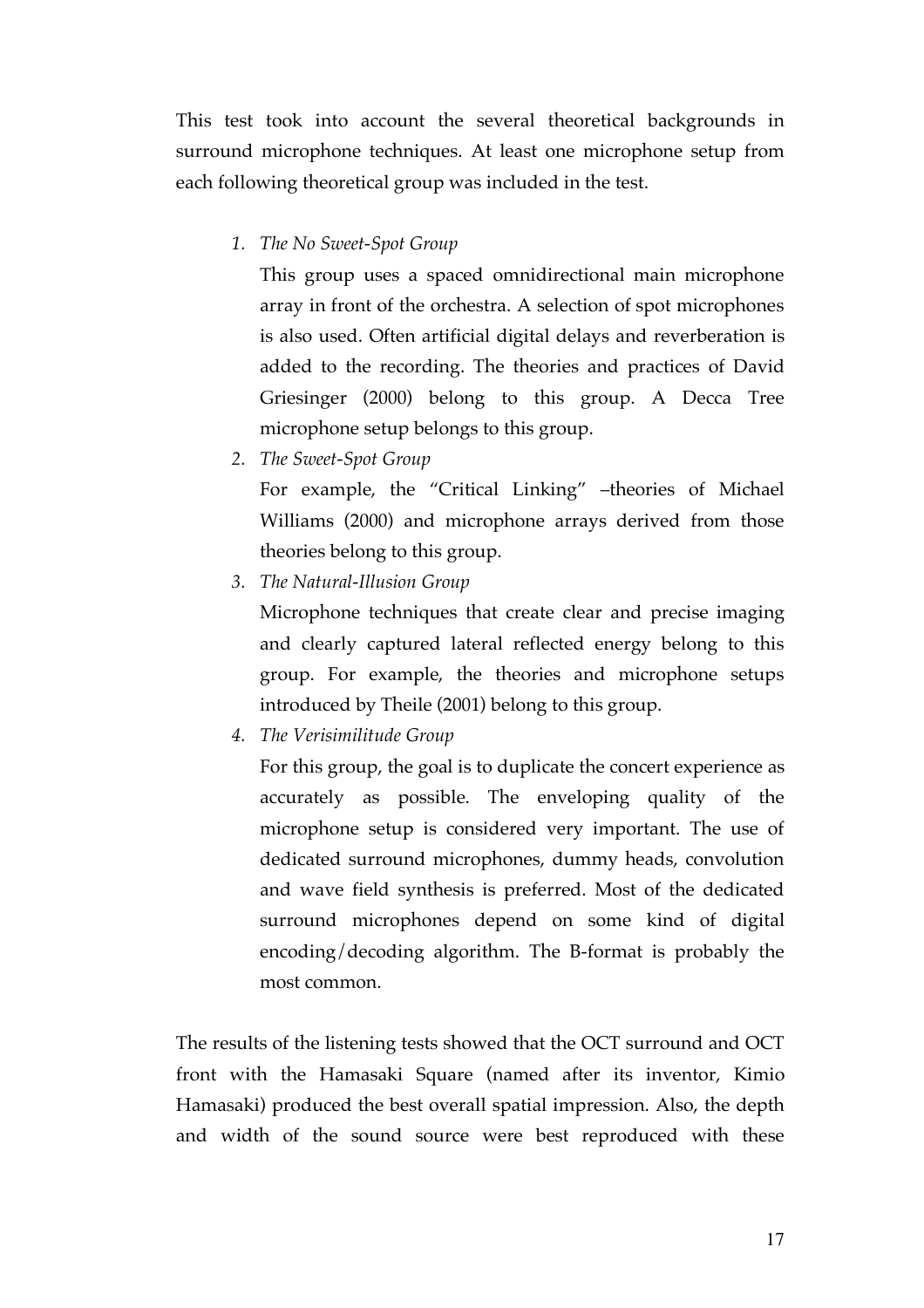This test took into account the several theoretical backgrounds in surround microphone techniques. At least one microphone setup from each following theoretical group was included in the test.

1. *The No Sweet-Spot Group*

   This group uses a spaced omnidirectional main microphone array in front of the orchestra. A selection of spot microphones is also used. Often artificial digital delays and reverberation is added to the recording. The theories and practices of David Griesinger (2000) belong to this group. A Decca Tree microphone setup belongs to this group.

2. *The Sweet-Spot Group*

   For example, the "Critical Linking" –theories of Michael Williams (2000) and microphone arrays derived from those theories belong to this group.

3. *The Natural-Illusion Group*

   Microphone techniques that create clear and precise imaging and clearly captured lateral reflected energy belong to this group. For example, the theories and microphone setups introduced by Theile (2001) belong to this group.

4. *The Verisimilitude Group*

   For this group, the goal is to duplicate the concert experience as accurately as possible. The enveloping quality of the microphone setup is considered very important. The use of dedicated surround microphones, dummy heads, convolution and wave field synthesis is preferred. Most of the dedicated surround microphones depend on some kind of digital encoding/decoding algorithm. The B-format is probably the most common.

The results of the listening tests showed that the OCT surround and OCT front with the Hamasaki Square (named after its inventor, Kimio Hamasaki) produced the best overall spatial impression. Also, the depth and width of the sound source were best reproduced with these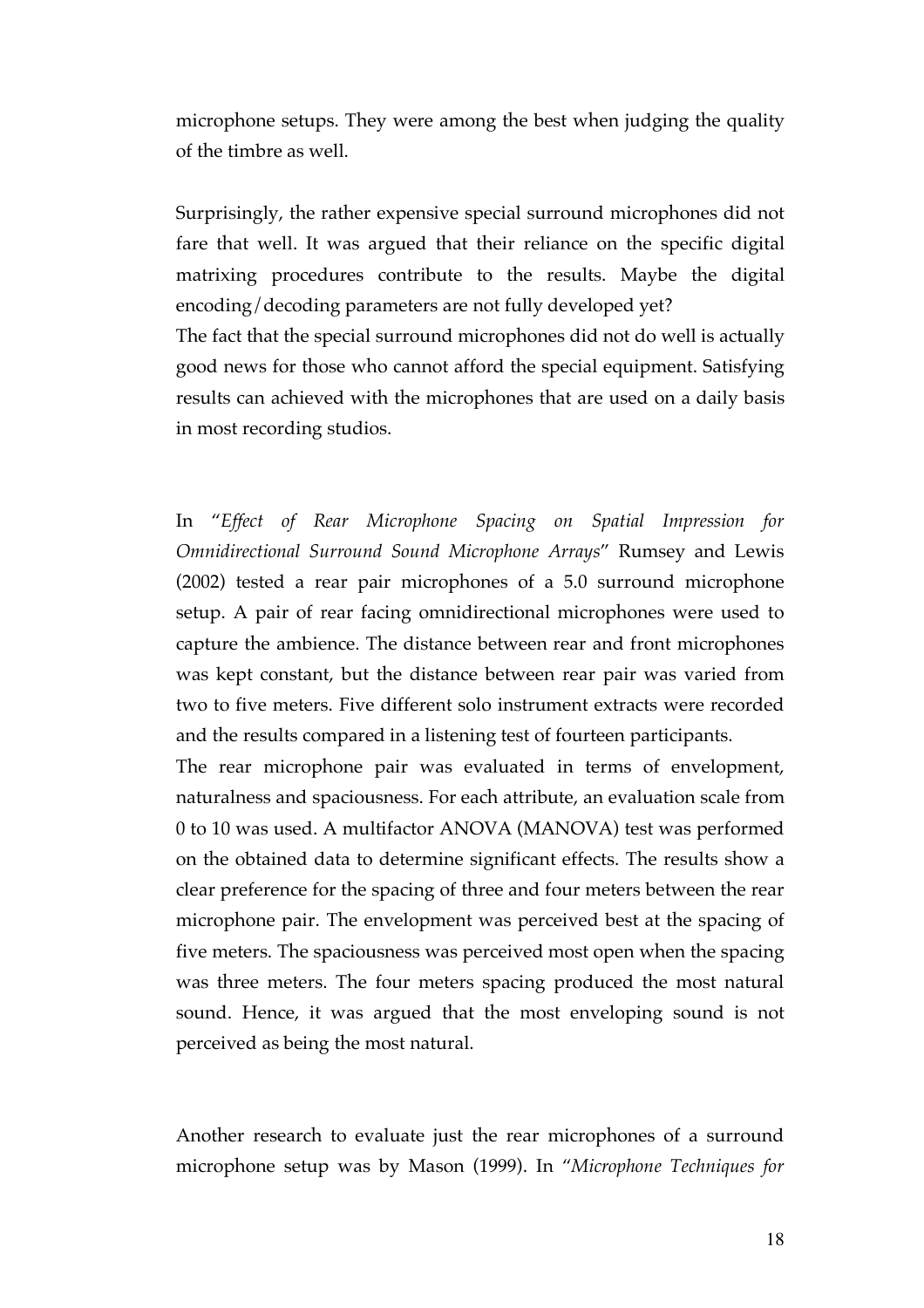microphone setups. They were among the best when judging the quality of the timbre as well.

Surprisingly, the rather expensive special surround microphones did not fare that well. It was argued that their reliance on the specific digital matrixing procedures contribute to the results. Maybe the digital encoding/decoding parameters are not fully developed yet?
The fact that the special surround microphones did not do well is actually good news for those who cannot afford the special equipment. Satisfying results can achieved with the microphones that are used on a daily basis in most recording studios.

In "*Effect of Rear Microphone Spacing on Spatial Impression for Omnidirectional Surround Sound Microphone Arrays*" Rumsey and Lewis (2002) tested a rear pair microphones of a 5.0 surround microphone setup. A pair of rear facing omnidirectional microphones were used to capture the ambience. The distance between rear and front microphones was kept constant, but the distance between rear pair was varied from two to five meters. Five different solo instrument extracts were recorded and the results compared in a listening test of fourteen participants.
The rear microphone pair was evaluated in terms of envelopment, naturalness and spaciousness. For each attribute, an evaluation scale from 0 to 10 was used. A multifactor ANOVA (MANOVA) test was performed on the obtained data to determine significant effects. The results show a clear preference for the spacing of three and four meters between the rear microphone pair. The envelopment was perceived best at the spacing of five meters. The spaciousness was perceived most open when the spacing was three meters. The four meters spacing produced the most natural sound. Hence, it was argued that the most enveloping sound is not perceived as being the most natural.

Another research to evaluate just the rear microphones of a surround microphone setup was by Mason (1999). In "*Microphone Techniques for*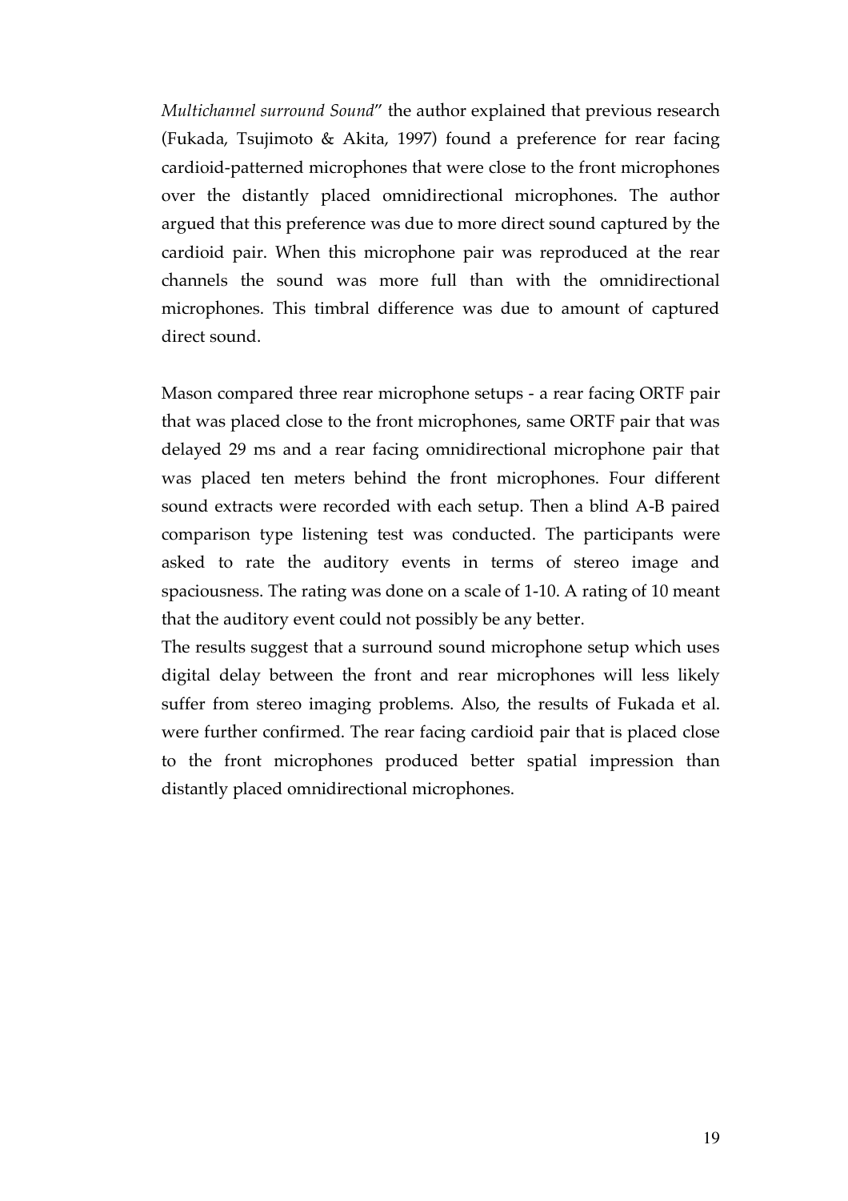*Multichannel surround Sound*" the author explained that previous research (Fukada, Tsujimoto & Akita, 1997) found a preference for rear facing cardioid-patterned microphones that were close to the front microphones over the distantly placed omnidirectional microphones. The author argued that this preference was due to more direct sound captured by the cardioid pair. When this microphone pair was reproduced at the rear channels the sound was more full than with the omnidirectional microphones. This timbral difference was due to amount of captured direct sound.

Mason compared three rear microphone setups - a rear facing ORTF pair that was placed close to the front microphones, same ORTF pair that was delayed 29 ms and a rear facing omnidirectional microphone pair that was placed ten meters behind the front microphones. Four different sound extracts were recorded with each setup. Then a blind A-B paired comparison type listening test was conducted. The participants were asked to rate the auditory events in terms of stereo image and spaciousness. The rating was done on a scale of 1-10. A rating of 10 meant that the auditory event could not possibly be any better.
The results suggest that a surround sound microphone setup which uses digital delay between the front and rear microphones will less likely suffer from stereo imaging problems. Also, the results of Fukada et al. were further confirmed. The rear facing cardioid pair that is placed close to the front microphones produced better spatial impression than distantly placed omnidirectional microphones.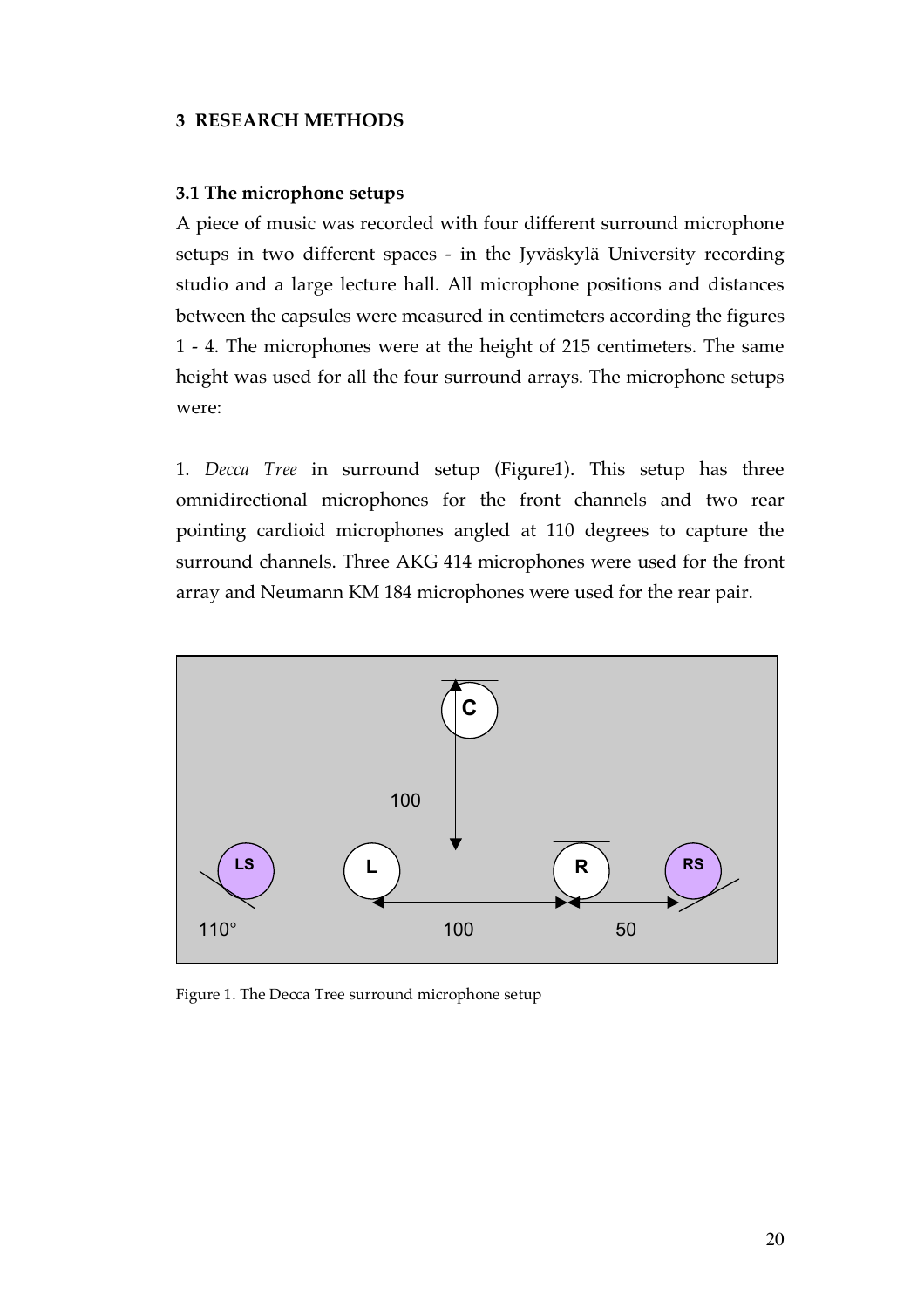## 3 RESEARCH METHODS

### 3.1 The microphone setups

A piece of music was recorded with four different surround microphone setups in two different spaces - in the Jyväskylä University recording studio and a large lecture hall. All microphone positions and distances between the capsules were measured in centimeters according the figures 1 - 4. The microphones were at the height of 215 centimeters. The same height was used for all the four surround arrays. The microphone setups were:

1. *Decca Tree* in surround setup (Figure1). This setup has three omnidirectional microphones for the front channels and two rear pointing cardioid microphones angled at 110 degrees to capture the surround channels. Three AKG 414 microphones were used for the front array and Neumann KM 184 microphones were used for the rear pair.

Figure 1. The Decca Tree surround microphone setup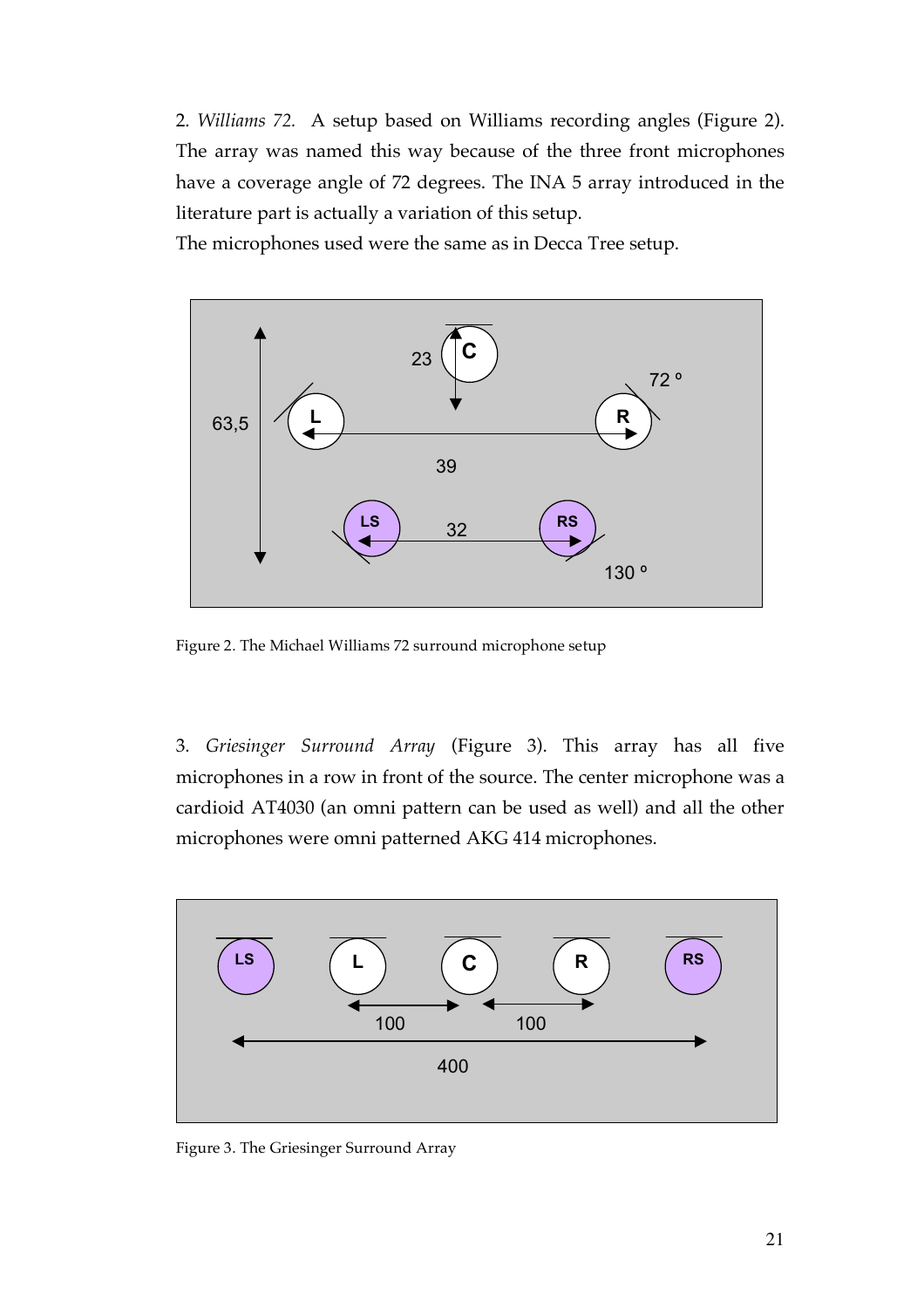2. *Williams 72.* A setup based on Williams recording angles (Figure 2). The array was named this way because of the three front microphones have a coverage angle of 72 degrees. The INA 5 array introduced in the literature part is actually a variation of this setup.
The microphones used were the same as in Decca Tree setup.

Figure 2. The Michael Williams 72 surround microphone setup

3. *Griesinger Surround Array* (Figure 3). This array has all five microphones in a row in front of the source. The center microphone was a cardioid AT4030 (an omni pattern can be used as well) and all the other microphones were omni patterned AKG 414 microphones.

Figure 3. The Griesinger Surround Array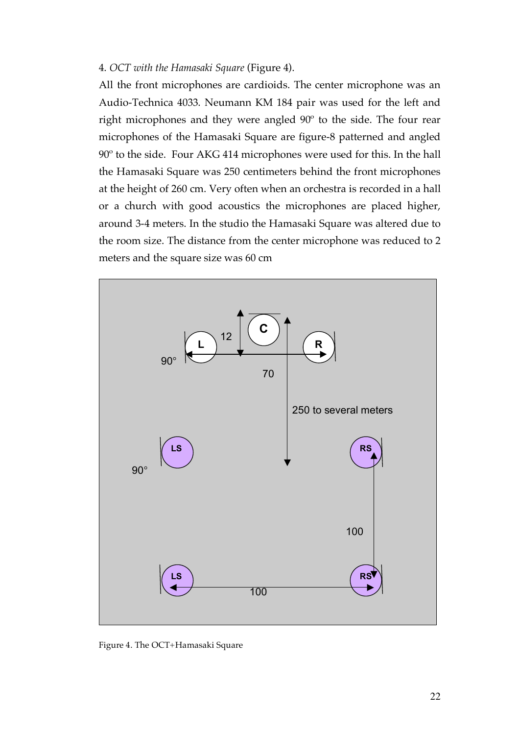4. *OCT with the Hamasaki Square* (Figure 4).

All the front microphones are cardioids. The center microphone was an Audio-Technica 4033. Neumann KM 184 pair was used for the left and right microphones and they were angled 90º to the side. The four rear microphones of the Hamasaki Square are figure-8 patterned and angled 90º to the side. Four AKG 414 microphones were used for this. In the hall the Hamasaki Square was 250 centimeters behind the front microphones at the height of 260 cm. Very often when an orchestra is recorded in a hall or a church with good acoustics the microphones are placed higher, around 3-4 meters. In the studio the Hamasaki Square was altered due to the room size. The distance from the center microphone was reduced to 2 meters and the square size was 60 cm

Figure 4. The OCT+Hamasaki Square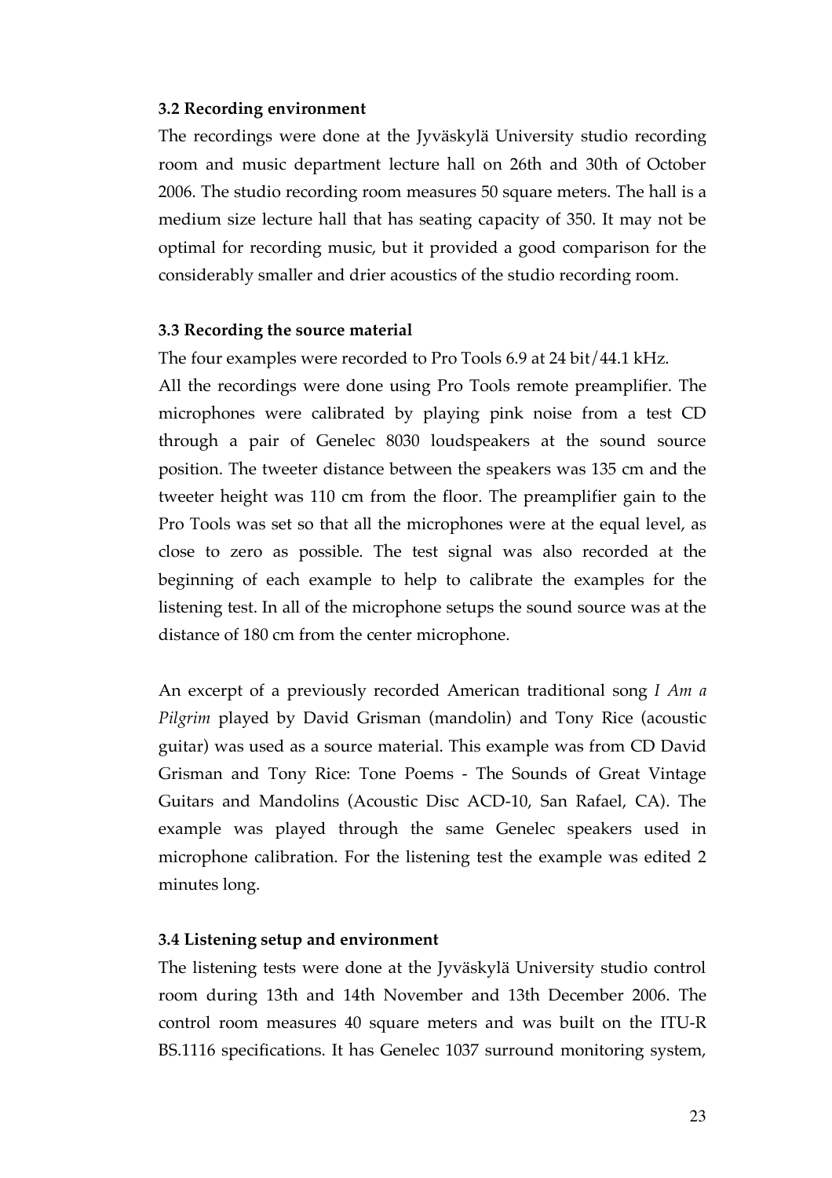### 3.2 Recording environment

The recordings were done at the Jyväskylä University studio recording room and music department lecture hall on 26th and 30th of October 2006. The studio recording room measures 50 square meters. The hall is a medium size lecture hall that has seating capacity of 350. It may not be optimal for recording music, but it provided a good comparison for the considerably smaller and drier acoustics of the studio recording room.

### 3.3 Recording the source material

The four examples were recorded to Pro Tools 6.9 at 24 bit/44.1 kHz. All the recordings were done using Pro Tools remote preamplifier. The microphones were calibrated by playing pink noise from a test CD through a pair of Genelec 8030 loudspeakers at the sound source position. The tweeter distance between the speakers was 135 cm and the tweeter height was 110 cm from the floor. The preamplifier gain to the Pro Tools was set so that all the microphones were at the equal level, as close to zero as possible. The test signal was also recorded at the beginning of each example to help to calibrate the examples for the listening test. In all of the microphone setups the sound source was at the distance of 180 cm from the center microphone.

An excerpt of a previously recorded American traditional song *I Am a Pilgrim* played by David Grisman (mandolin) and Tony Rice (acoustic guitar) was used as a source material. This example was from CD David Grisman and Tony Rice: Tone Poems - The Sounds of Great Vintage Guitars and Mandolins (Acoustic Disc ACD-10, San Rafael, CA). The example was played through the same Genelec speakers used in microphone calibration. For the listening test the example was edited 2 minutes long.

### 3.4 Listening setup and environment

The listening tests were done at the Jyväskylä University studio control room during 13th and 14th November and 13th December 2006. The control room measures 40 square meters and was built on the ITU-R BS.1116 specifications. It has Genelec 1037 surround monitoring system,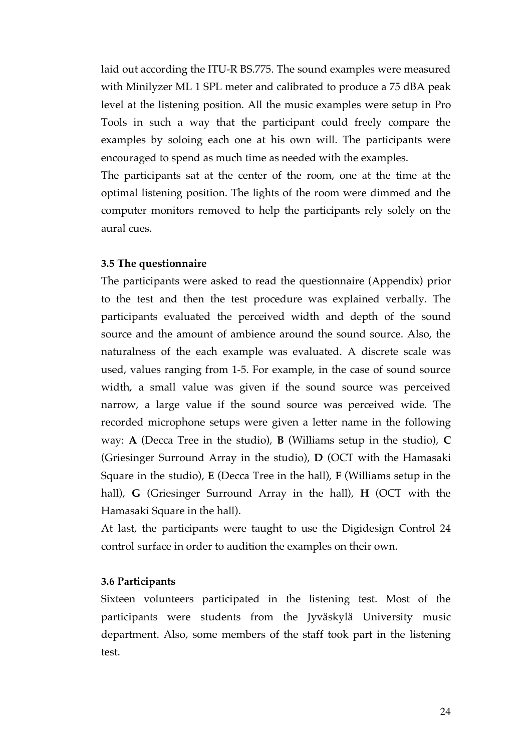laid out according the ITU-R BS.775. The sound examples were measured with Minilyzer ML 1 SPL meter and calibrated to produce a 75 dBA peak level at the listening position. All the music examples were setup in Pro Tools in such a way that the participant could freely compare the examples by soloing each one at his own will. The participants were encouraged to spend as much time as needed with the examples.

The participants sat at the center of the room, one at the time at the optimal listening position. The lights of the room were dimmed and the computer monitors removed to help the participants rely solely on the aural cues.

### 3.5 The questionnaire

The participants were asked to read the questionnaire (Appendix) prior to the test and then the test procedure was explained verbally. The participants evaluated the perceived width and depth of the sound source and the amount of ambience around the sound source. Also, the naturalness of the each example was evaluated. A discrete scale was used, values ranging from 1-5. For example, in the case of sound source width, a small value was given if the sound source was perceived narrow, a large value if the sound source was perceived wide. The recorded microphone setups were given a letter name in the following way: **A** (Decca Tree in the studio), **B** (Williams setup in the studio), **C** (Griesinger Surround Array in the studio), **D** (OCT with the Hamasaki Square in the studio), **E** (Decca Tree in the hall), **F** (Williams setup in the hall), **G** (Griesinger Surround Array in the hall), **H** (OCT with the Hamasaki Square in the hall).

At last, the participants were taught to use the Digidesign Control 24 control surface in order to audition the examples on their own.

### 3.6 Participants

Sixteen volunteers participated in the listening test. Most of the participants were students from the Jyväskylä University music department. Also, some members of the staff took part in the listening test.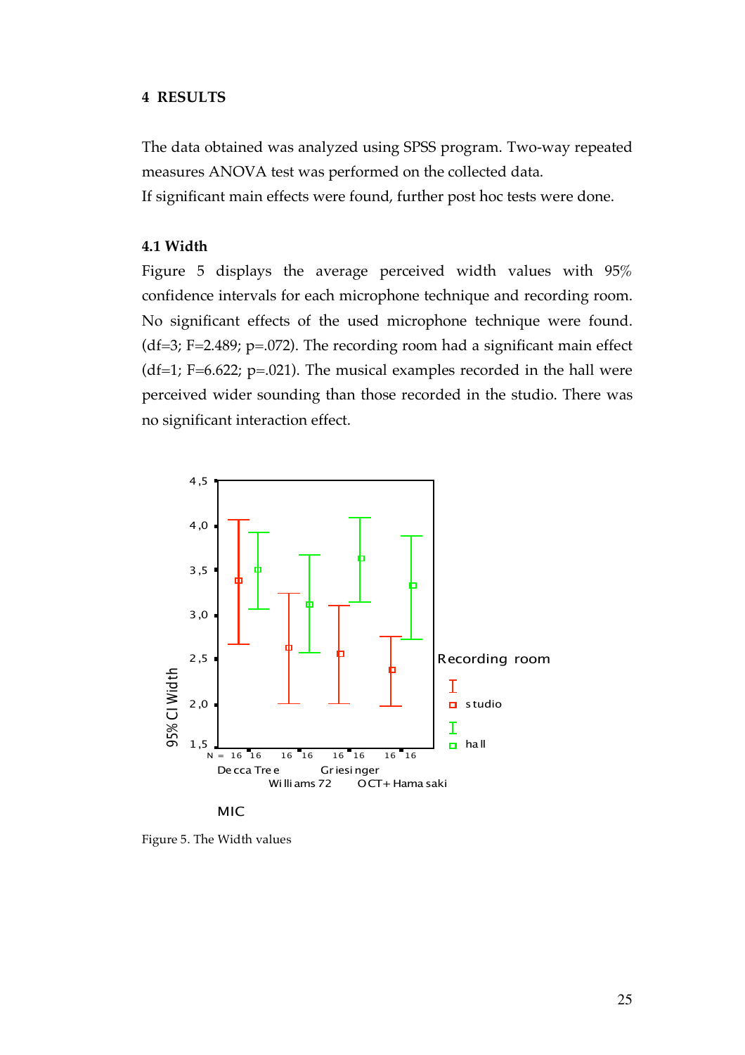## 4 RESULTS

The data obtained was analyzed using SPSS program. Two-way repeated measures ANOVA test was performed on the collected data.
If significant main effects were found, further post hoc tests were done.

### 4.1 Width

Figure 5 displays the average perceived width values with 95% confidence intervals for each microphone technique and recording room. No significant effects of the used microphone technique were found. (df=3; F=2.489; p=.072). The recording room had a significant main effect (df=1; F=6.622; p=.021). The musical examples recorded in the hall were perceived wider sounding than those recorded in the studio. There was no significant interaction effect.

Figure 5. The Width values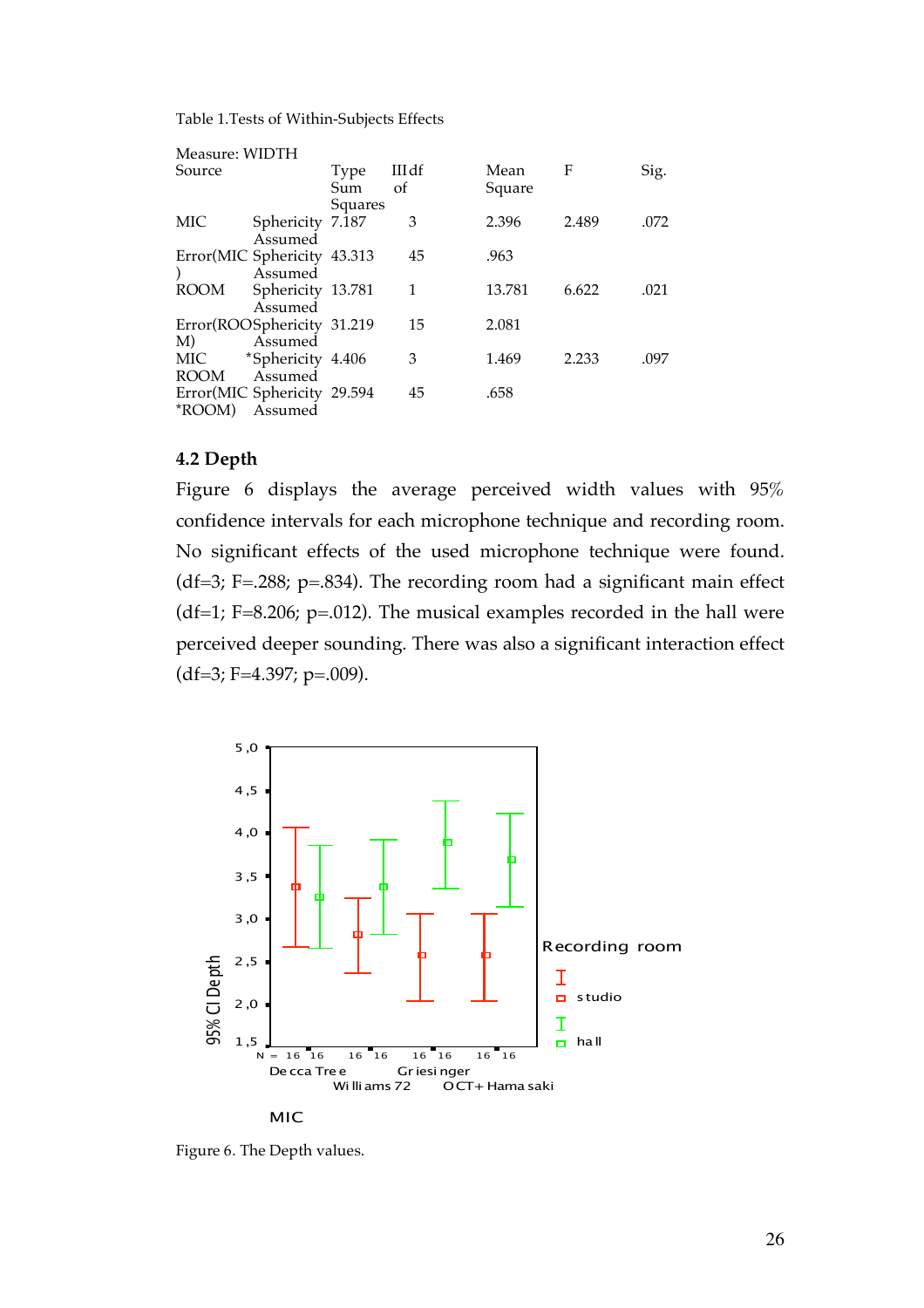Table 1.Tests of Within-Subjects Effects

Measure: WIDTH

| Source | | Type III Sum of Squares | df | Mean Square | F | Sig. |
|---|---|---|---|---|---|---|
| MIC | Sphericity Assumed | 7.187 | 3 | 2.396 | 2.489 | .072 |
| Error(MIC) | Sphericity Assumed | 43.313 | 45 | .963 | | |
| ROOM | Sphericity Assumed | 13.781 | 1 | 13.781 | 6.622 | .021 |
| Error(ROOM) | Sphericity Assumed | 31.219 | 15 | 2.081 | | |
| MIC * ROOM | Sphericity Assumed | 4.406 | 3 | 1.469 | 2.233 | .097 |
| Error(MIC*ROOM) | Sphericity Assumed | 29.594 | 45 | .658 | | |

### 4.2 Depth

Figure 6 displays the average perceived width values with 95% confidence intervals for each microphone technique and recording room. No significant effects of the used microphone technique were found. (df=3; F=.288; p=.834). The recording room had a significant main effect (df=1; F=8.206; p=.012). The musical examples recorded in the hall were perceived deeper sounding. There was also a significant interaction effect (df=3; F=4.397; p=.009).

Figure 6. The Depth values.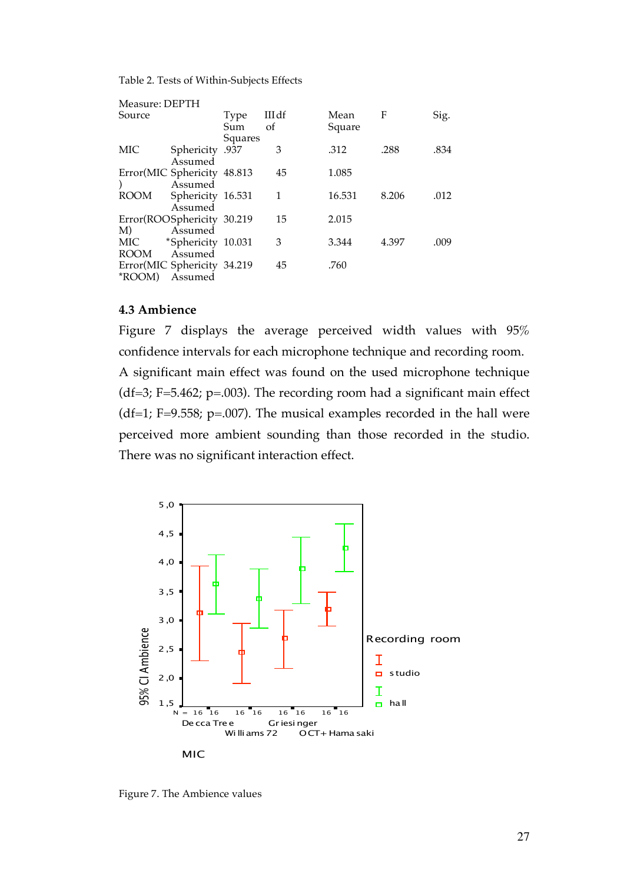Table 2. Tests of Within-Subjects Effects

Measure: DEPTH

| Source | | Type III Sum of Squares | df | Mean Square | F | Sig. |
|---|---|---|---|---|---|---|
| MIC | Sphericity Assumed | .937 | 3 | .312 | .288 | .834 |
| Error(MIC) | Sphericity Assumed | 48.813 | 45 | 1.085 | | |
| ROOM | Sphericity Assumed | 16.531 | 1 | 16.531 | 8.206 | .012 |
| Error(ROOM) | Sphericity Assumed | 30.219 | 15 | 2.015 | | |
| MIC * ROOM | Sphericity Assumed | 10.031 | 3 | 3.344 | 4.397 | .009 |
| Error(MIC *ROOM) | Sphericity Assumed | 34.219 | 45 | .760 | | |

### 4.3 Ambience

Figure 7 displays the average perceived width values with 95% confidence intervals for each microphone technique and recording room. A significant main effect was found on the used microphone technique (df=3; F=5.462; p=.003). The recording room had a significant main effect (df=1; F=9.558; p=.007). The musical examples recorded in the hall were perceived more ambient sounding than those recorded in the studio. There was no significant interaction effect.

Figure 7. The Ambience values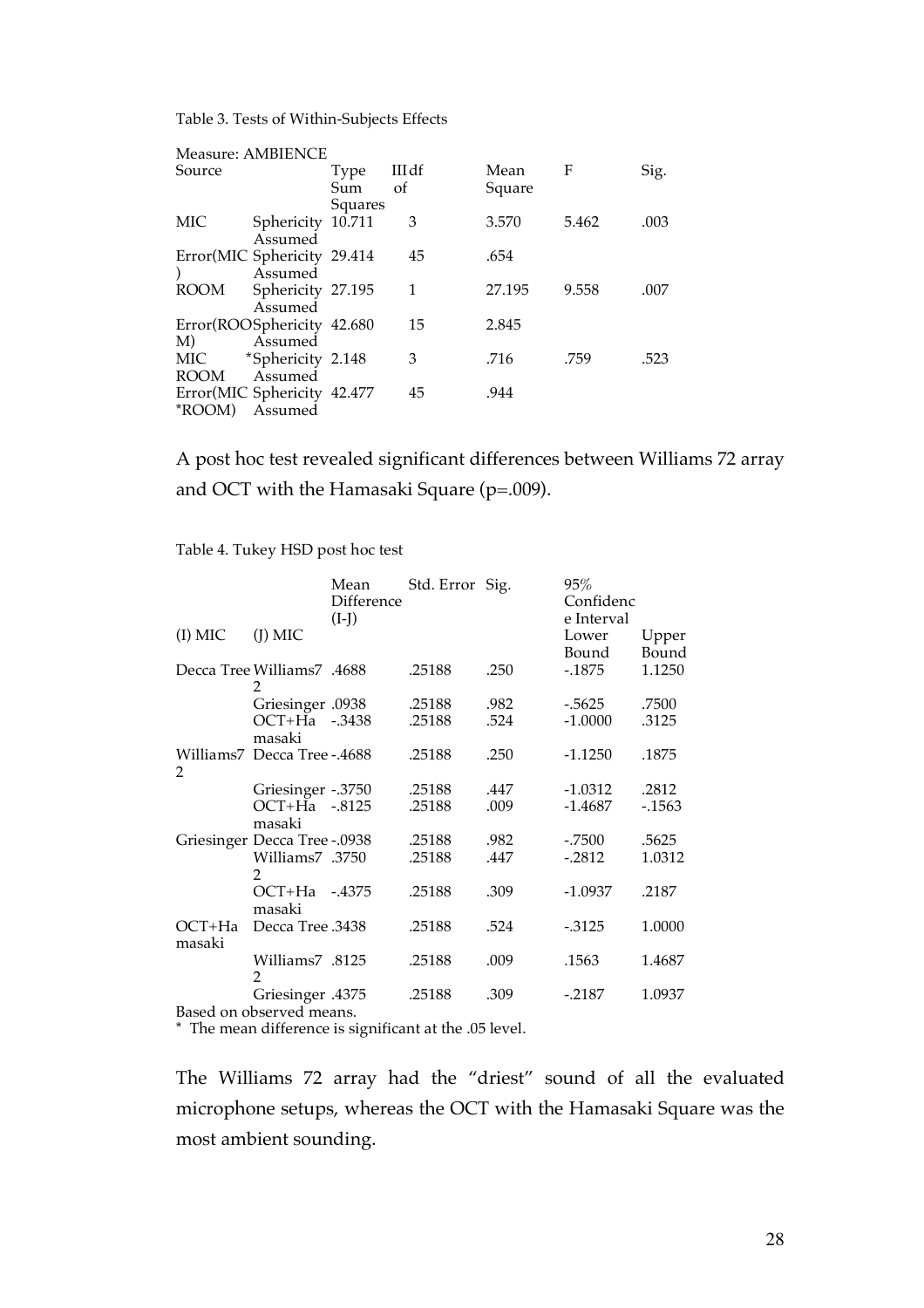Table 3. Tests of Within-Subjects Effects

Measure: AMBIENCE

| Source | | Type III Sum of Squares | df | Mean Square | F | Sig. |
|---|---|---|---|---|---|---|
| MIC | Sphericity Assumed | 10.711 | 3 | 3.570 | 5.462 | .003 |
| Error(MIC) | Sphericity Assumed | 29.414 | 45 | .654 | | |
| ROOM | Sphericity Assumed | 27.195 | 1 | 27.195 | 9.558 | .007 |
| Error(ROOM) | Sphericity Assumed | 42.680 | 15 | 2.845 | | |
| MIC * ROOM | Sphericity Assumed | 2.148 | 3 | .716 | .759 | .523 |
| Error(MIC *ROOM) | Sphericity Assumed | 42.477 | 45 | .944 | | |

A post hoc test revealed significant differences between Williams 72 array and OCT with the Hamasaki Square (p=.009).

Table 4. Tukey HSD post hoc test

| (I) MIC | (J) MIC | Mean Difference (I-J) | Std. Error | Sig. | 95% Confidence Interval Lower Bound | 95% Confidence Interval Upper Bound |
|---|---|---|---|---|---|---|
| Decca Tree | Williams72 | .4688 | .25188 | .250 | -.1875 | 1.1250 |
| | Griesinger | .0938 | .25188 | .982 | -.5625 | .7500 |
| | OCT+Hamasaki | -.3438 | .25188 | .524 | -1.0000 | .3125 |
| Williams72 | Decca Tree | -.4688 | .25188 | .250 | -1.1250 | .1875 |
| | Griesinger | -.3750 | .25188 | .447 | -1.0312 | .2812 |
| | OCT+Hamasaki | -.8125 | .25188 | .009 | -1.4687 | -.1563 |
| Griesinger | Decca Tree | -.0938 | .25188 | .982 | -.7500 | .5625 |
| | Williams72 | .3750 | .25188 | .447 | -.2812 | 1.0312 |
| | OCT+Hamasaki | -.4375 | .25188 | .309 | -1.0937 | .2187 |
| OCT+Hamasaki | Decca Tree | .3438 | .25188 | .524 | -.3125 | 1.0000 |
| | Williams72 | .8125 | .25188 | .009 | .1563 | 1.4687 |
| | Griesinger | .4375 | .25188 | .309 | -.2187 | 1.0937 |

Based on observed means.

\* The mean difference is significant at the .05 level.

The Williams 72 array had the "driest" sound of all the evaluated microphone setups, whereas the OCT with the Hamasaki Square was the most ambient sounding.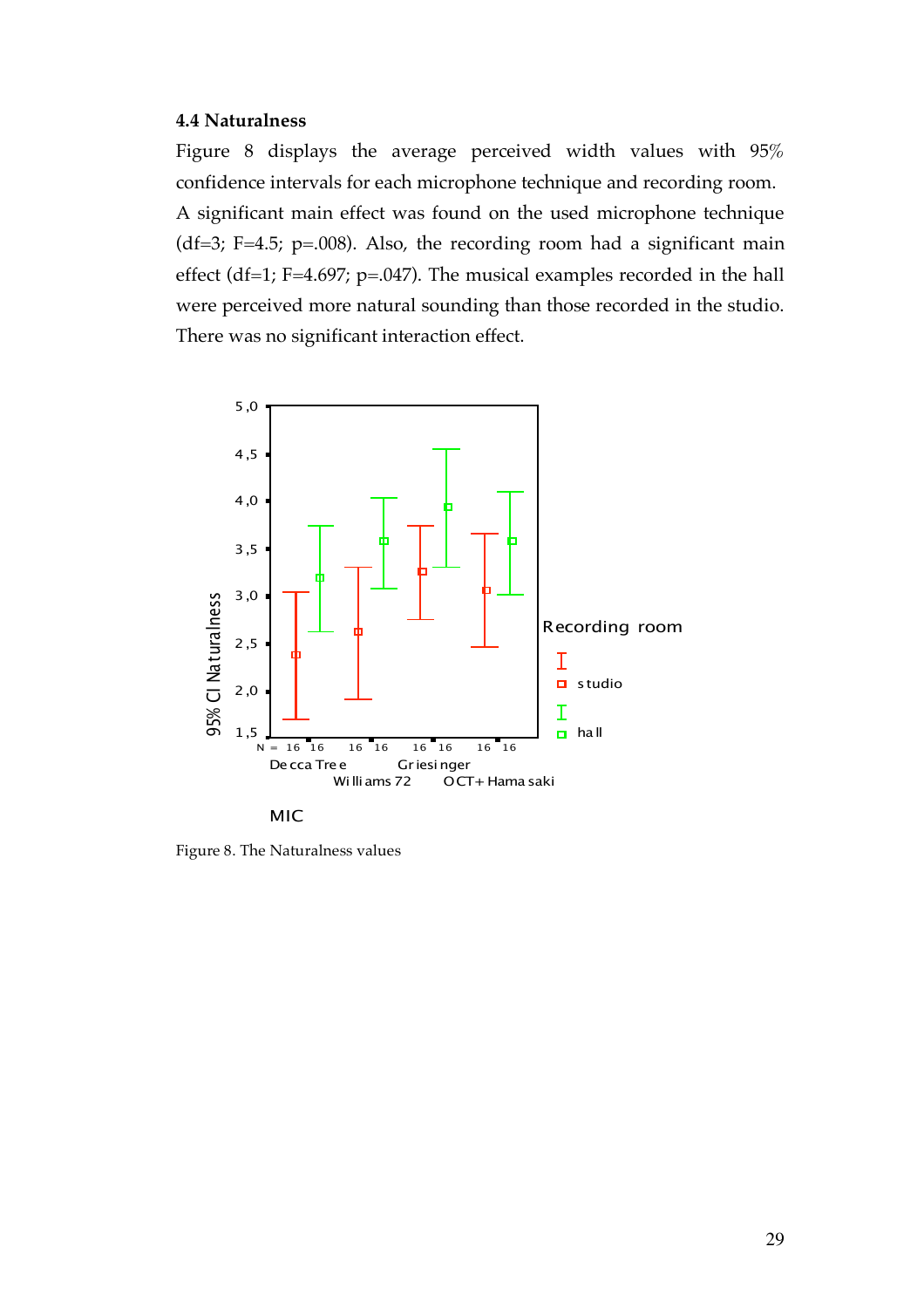### 4.4 Naturalness

Figure 8 displays the average perceived width values with 95% confidence intervals for each microphone technique and recording room. A significant main effect was found on the used microphone technique (df=3; F=4.5; p=.008). Also, the recording room had a significant main effect (df=1; F=4.697; p=.047). The musical examples recorded in the hall were perceived more natural sounding than those recorded in the studio. There was no significant interaction effect.

Figure 8. The Naturalness values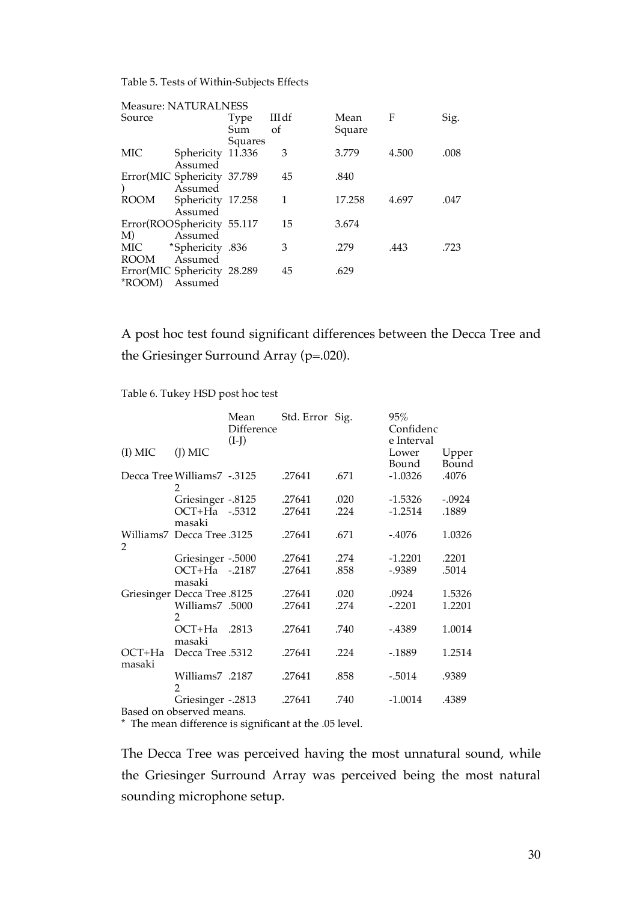Table 5. Tests of Within-Subjects Effects

Measure: NATURALNESS

| Source | | Type III Sum of Squares | df | Mean Square | F | Sig. |
|---|---|---|---|---|---|---|
| MIC | Sphericity Assumed | 11.336 | 3 | 3.779 | 4.500 | .008 |
| Error(MIC) | Sphericity Assumed | 37.789 | 45 | .840 | | |
| ROOM | Sphericity Assumed | 17.258 | 1 | 17.258 | 4.697 | .047 |
| Error(ROOM) | Sphericity Assumed | 55.117 | 15 | 3.674 | | |
| MIC * ROOM | Sphericity Assumed | .836 | 3 | .279 | .443 | .723 |
| Error(MIC *ROOM) | Sphericity Assumed | 28.289 | 45 | .629 | | |

A post hoc test found significant differences between the Decca Tree and the Griesinger Surround Array (p=.020).

Table 6. Tukey HSD post hoc test

| (I) MIC | (J) MIC | Mean Difference (I-J) | Std. Error | Sig. | 95% Confidence Interval | |
|---|---|---|---|---|---|---|
| | | | | | Lower Bound | Upper Bound |
| Decca Tree | Williams72 | -.3125 | .27641 | .671 | -1.0326 | .4076 |
| | Griesinger | -.8125 | .27641 | .020 | -1.5326 | -.0924 |
| | OCT+Hamasaki | -.5312 | .27641 | .224 | -1.2514 | .1889 |
| Williams72 | Decca Tree | .3125 | .27641 | .671 | -.4076 | 1.0326 |
| | Griesinger | -.5000 | .27641 | .274 | -1.2201 | .2201 |
| | OCT+Hamasaki | -.2187 | .27641 | .858 | -.9389 | .5014 |
| Griesinger | Decca Tree | .8125 | .27641 | .020 | .0924 | 1.5326 |
| | Williams72 | .5000 | .27641 | .274 | -.2201 | 1.2201 |
| | OCT+Hamasaki | .2813 | .27641 | .740 | -.4389 | 1.0014 |
| OCT+Hamasaki | Decca Tree | .5312 | .27641 | .224 | -.1889 | 1.2514 |
| | Williams72 | .2187 | .27641 | .858 | -.5014 | .9389 |
| | Griesinger | -.2813 | .27641 | .740 | -1.0014 | .4389 |

Based on observed means.
* The mean difference is significant at the .05 level.

The Decca Tree was perceived having the most unnatural sound, while the Griesinger Surround Array was perceived being the most natural sounding microphone setup.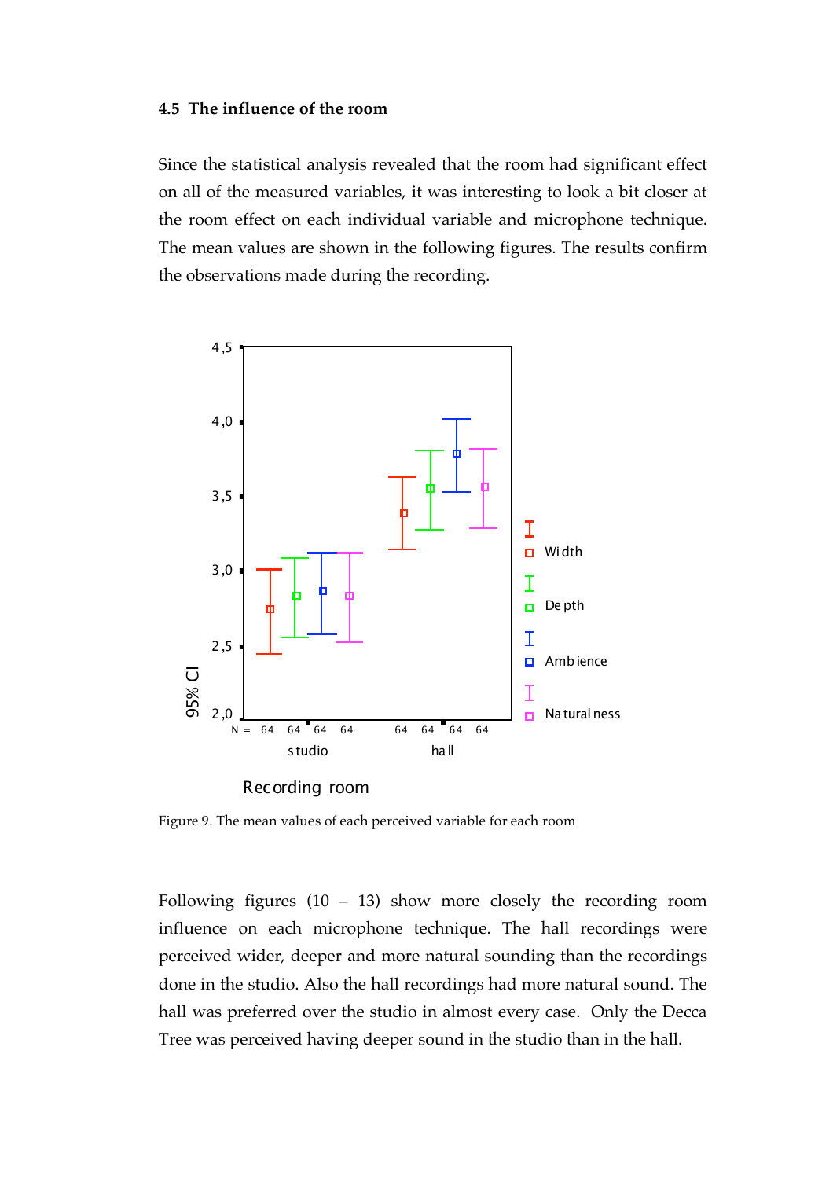### 4.5 The influence of the room

Since the statistical analysis revealed that the room had significant effect on all of the measured variables, it was interesting to look a bit closer at the room effect on each individual variable and microphone technique. The mean values are shown in the following figures. The results confirm the observations made during the recording.

Figure 9. The mean values of each perceived variable for each room

Following figures (10 – 13) show more closely the recording room influence on each microphone technique. The hall recordings were perceived wider, deeper and more natural sounding than the recordings done in the studio. Also the hall recordings had more natural sound. The hall was preferred over the studio in almost every case. Only the Decca Tree was perceived having deeper sound in the studio than in the hall.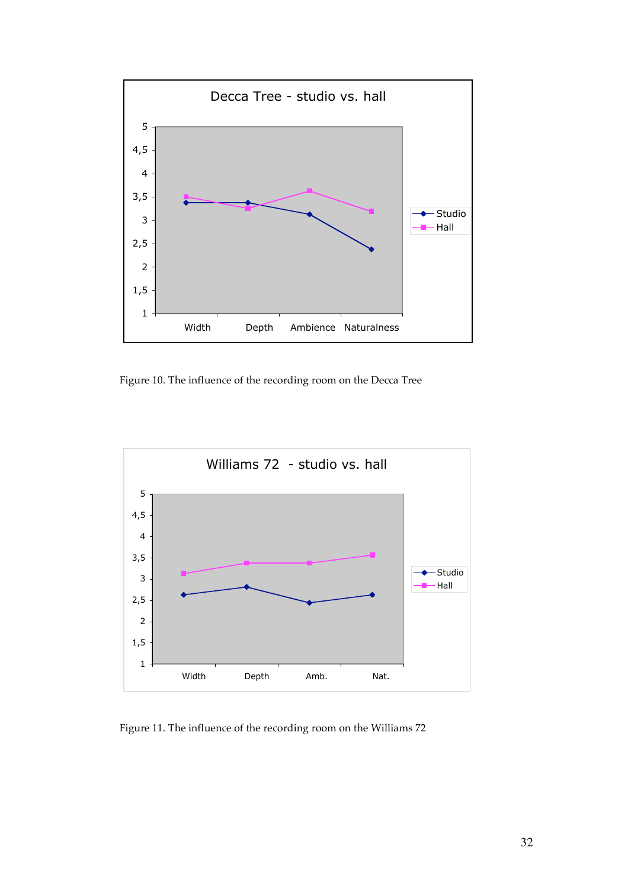Figure 10. The influence of the recording room on the Decca Tree

Figure 11. The influence of the recording room on the Williams 72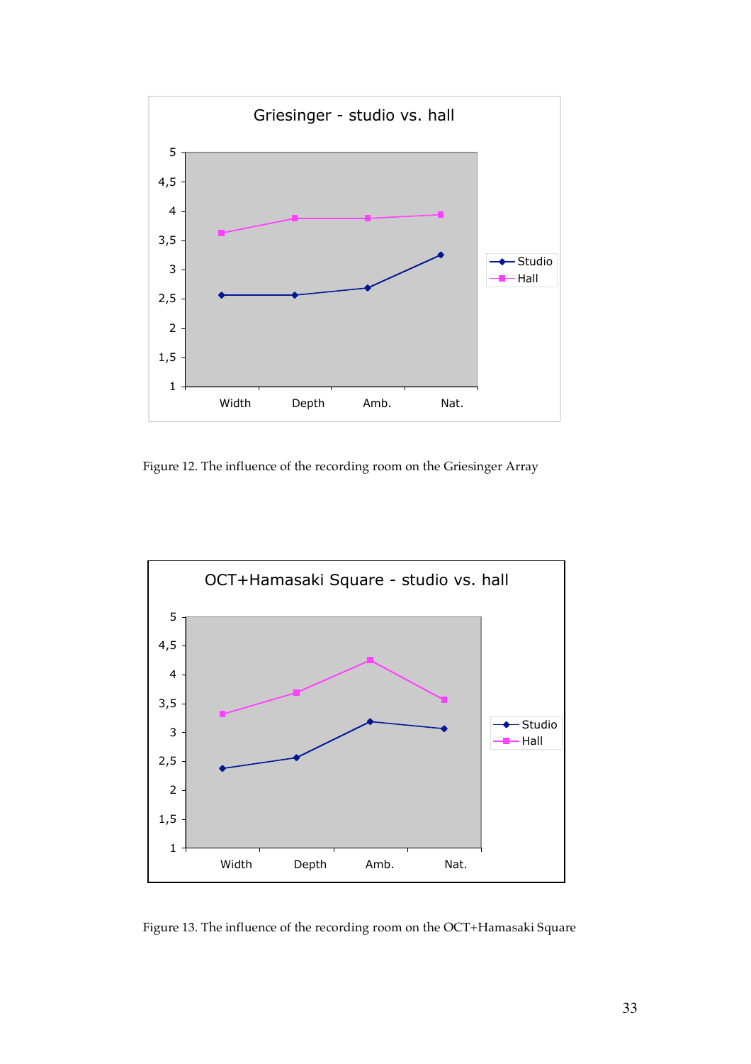Figure 12. The influence of the recording room on the Griesinger Array

Figure 13. The influence of the recording room on the OCT+Hamasaki Square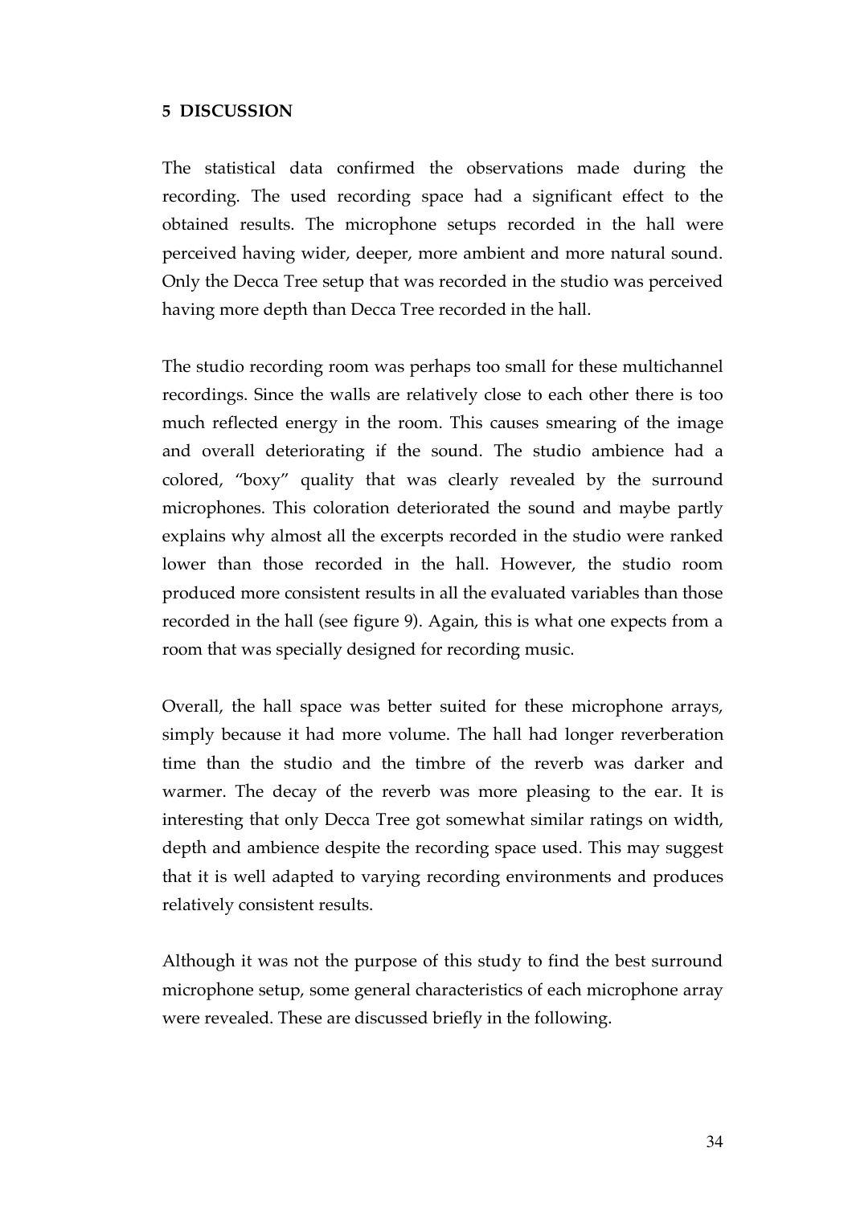## 5 DISCUSSION

The statistical data confirmed the observations made during the recording. The used recording space had a significant effect to the obtained results. The microphone setups recorded in the hall were perceived having wider, deeper, more ambient and more natural sound. Only the Decca Tree setup that was recorded in the studio was perceived having more depth than Decca Tree recorded in the hall.

The studio recording room was perhaps too small for these multichannel recordings. Since the walls are relatively close to each other there is too much reflected energy in the room. This causes smearing of the image and overall deteriorating if the sound. The studio ambience had a colored, "boxy" quality that was clearly revealed by the surround microphones. This coloration deteriorated the sound and maybe partly explains why almost all the excerpts recorded in the studio were ranked lower than those recorded in the hall. However, the studio room produced more consistent results in all the evaluated variables than those recorded in the hall (see figure 9). Again, this is what one expects from a room that was specially designed for recording music.

Overall, the hall space was better suited for these microphone arrays, simply because it had more volume. The hall had longer reverberation time than the studio and the timbre of the reverb was darker and warmer. The decay of the reverb was more pleasing to the ear. It is interesting that only Decca Tree got somewhat similar ratings on width, depth and ambience despite the recording space used. This may suggest that it is well adapted to varying recording environments and produces relatively consistent results.

Although it was not the purpose of this study to find the best surround microphone setup, some general characteristics of each microphone array were revealed. These are discussed briefly in the following.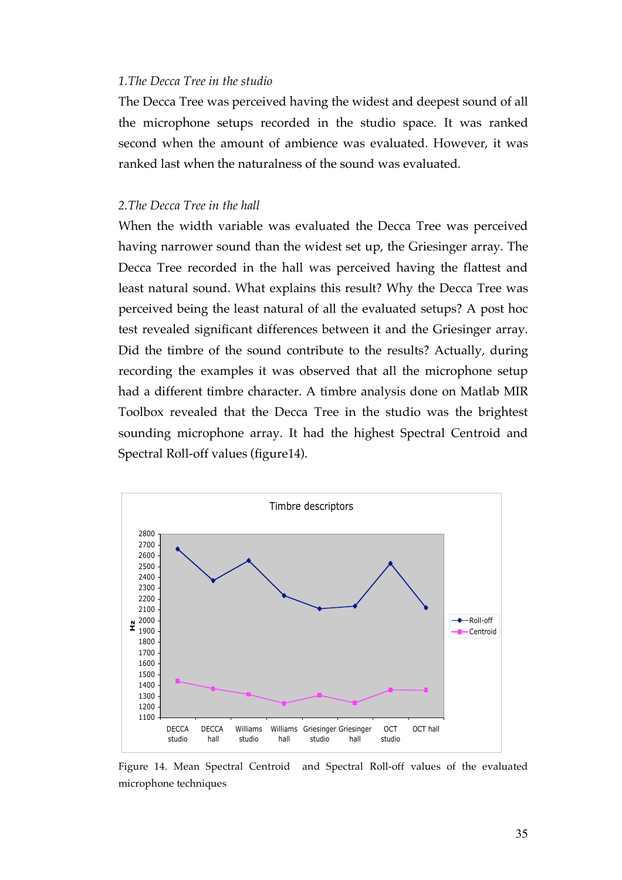*1.The Decca Tree in the studio*

The Decca Tree was perceived having the widest and deepest sound of all the microphone setups recorded in the studio space. It was ranked second when the amount of ambience was evaluated. However, it was ranked last when the naturalness of the sound was evaluated.

*2.The Decca Tree in the hall*

When the width variable was evaluated the Decca Tree was perceived having narrower sound than the widest set up, the Griesinger array. The Decca Tree recorded in the hall was perceived having the flattest and least natural sound. What explains this result? Why the Decca Tree was perceived being the least natural of all the evaluated setups? A post hoc test revealed significant differences between it and the Griesinger array. Did the timbre of the sound contribute to the results? Actually, during recording the examples it was observed that all the microphone setup had a different timbre character. A timbre analysis done on Matlab MIR Toolbox revealed that the Decca Tree in the studio was the brightest sounding microphone array. It had the highest Spectral Centroid and Spectral Roll-off values (figure14).

Figure 14. Mean Spectral Centroid and Spectral Roll-off values of the evaluated microphone techniques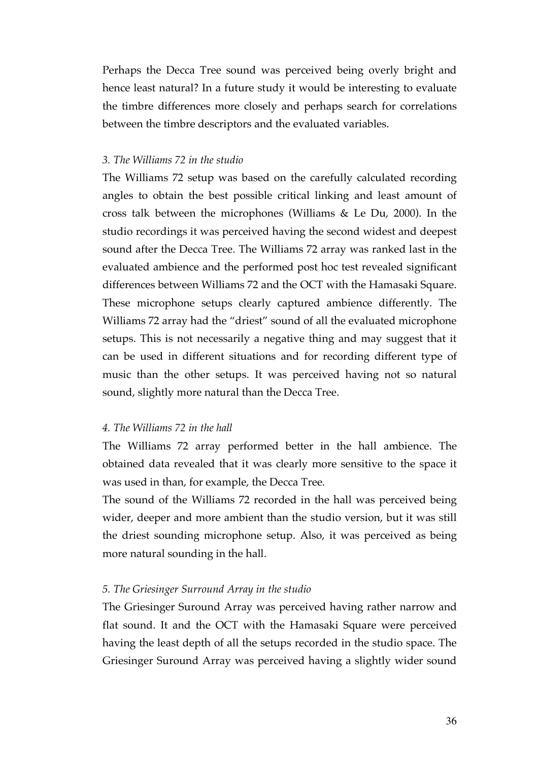Perhaps the Decca Tree sound was perceived being overly bright and hence least natural? In a future study it would be interesting to evaluate the timbre differences more closely and perhaps search for correlations between the timbre descriptors and the evaluated variables.

*3. The Williams 72 in the studio*

The Williams 72 setup was based on the carefully calculated recording angles to obtain the best possible critical linking and least amount of cross talk between the microphones (Williams & Le Du, 2000). In the studio recordings it was perceived having the second widest and deepest sound after the Decca Tree. The Williams 72 array was ranked last in the evaluated ambience and the performed post hoc test revealed significant differences between Williams 72 and the OCT with the Hamasaki Square. These microphone setups clearly captured ambience differently. The Williams 72 array had the "driest" sound of all the evaluated microphone setups. This is not necessarily a negative thing and may suggest that it can be used in different situations and for recording different type of music than the other setups. It was perceived having not so natural sound, slightly more natural than the Decca Tree.

*4. The Williams 72 in the hall*

The Williams 72 array performed better in the hall ambience. The obtained data revealed that it was clearly more sensitive to the space it was used in than, for example, the Decca Tree.

The sound of the Williams 72 recorded in the hall was perceived being wider, deeper and more ambient than the studio version, but it was still the driest sounding microphone setup. Also, it was perceived as being more natural sounding in the hall.

*5. The Griesinger Surround Array in the studio*

The Griesinger Suround Array was perceived having rather narrow and flat sound. It and the OCT with the Hamasaki Square were perceived having the least depth of all the setups recorded in the studio space. The Griesinger Suround Array was perceived having a slightly wider sound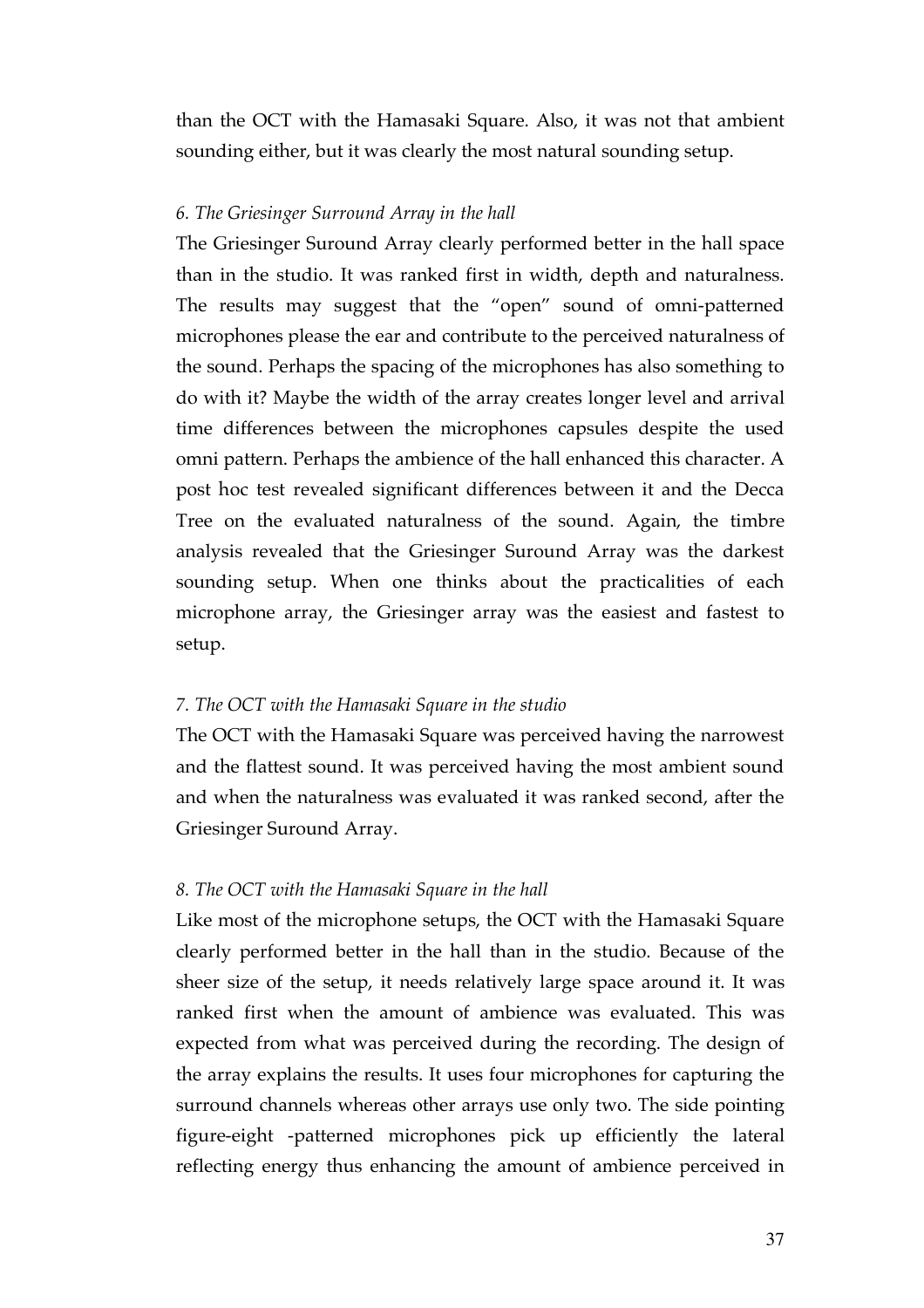than the OCT with the Hamasaki Square. Also, it was not that ambient sounding either, but it was clearly the most natural sounding setup.

*6. The Griesinger Surround Array in the hall*

The Griesinger Suround Array clearly performed better in the hall space than in the studio. It was ranked first in width, depth and naturalness. The results may suggest that the "open" sound of omni-patterned microphones please the ear and contribute to the perceived naturalness of the sound. Perhaps the spacing of the microphones has also something to do with it? Maybe the width of the array creates longer level and arrival time differences between the microphones capsules despite the used omni pattern. Perhaps the ambience of the hall enhanced this character. A post hoc test revealed significant differences between it and the Decca Tree on the evaluated naturalness of the sound. Again, the timbre analysis revealed that the Griesinger Suround Array was the darkest sounding setup. When one thinks about the practicalities of each microphone array, the Griesinger array was the easiest and fastest to setup.

*7. The OCT with the Hamasaki Square in the studio*

The OCT with the Hamasaki Square was perceived having the narrowest and the flattest sound. It was perceived having the most ambient sound and when the naturalness was evaluated it was ranked second, after the Griesinger Suround Array.

*8. The OCT with the Hamasaki Square in the hall*

Like most of the microphone setups, the OCT with the Hamasaki Square clearly performed better in the hall than in the studio. Because of the sheer size of the setup, it needs relatively large space around it. It was ranked first when the amount of ambience was evaluated. This was expected from what was perceived during the recording. The design of the array explains the results. It uses four microphones for capturing the surround channels whereas other arrays use only two. The side pointing figure-eight -patterned microphones pick up efficiently the lateral reflecting energy thus enhancing the amount of ambience perceived in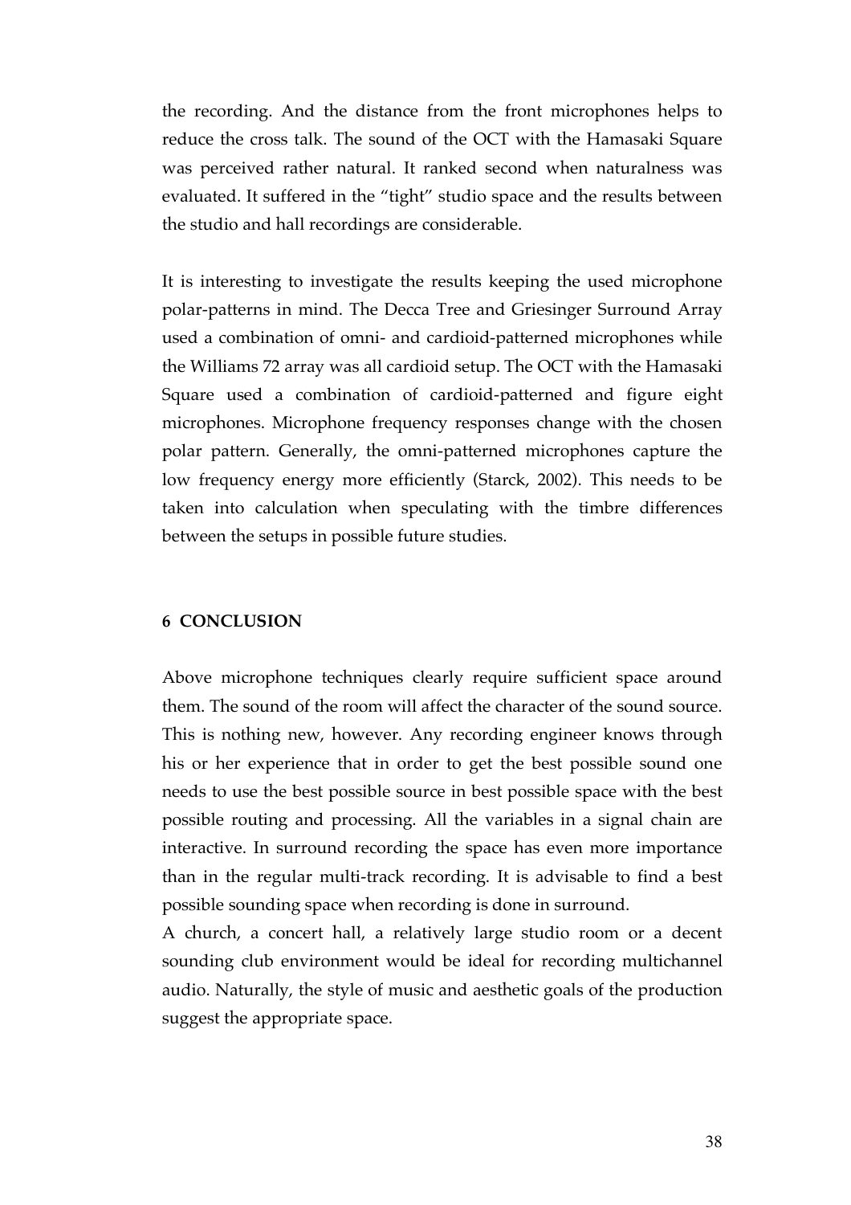the recording. And the distance from the front microphones helps to reduce the cross talk. The sound of the OCT with the Hamasaki Square was perceived rather natural. It ranked second when naturalness was evaluated. It suffered in the "tight" studio space and the results between the studio and hall recordings are considerable.

It is interesting to investigate the results keeping the used microphone polar-patterns in mind. The Decca Tree and Griesinger Surround Array used a combination of omni- and cardioid-patterned microphones while the Williams 72 array was all cardioid setup. The OCT with the Hamasaki Square used a combination of cardioid-patterned and figure eight microphones. Microphone frequency responses change with the chosen polar pattern. Generally, the omni-patterned microphones capture the low frequency energy more efficiently (Starck, 2002). This needs to be taken into calculation when speculating with the timbre differences between the setups in possible future studies.

## 6 CONCLUSION

Above microphone techniques clearly require sufficient space around them. The sound of the room will affect the character of the sound source. This is nothing new, however. Any recording engineer knows through his or her experience that in order to get the best possible sound one needs to use the best possible source in best possible space with the best possible routing and processing. All the variables in a signal chain are interactive. In surround recording the space has even more importance than in the regular multi-track recording. It is advisable to find a best possible sounding space when recording is done in surround.

A church, a concert hall, a relatively large studio room or a decent sounding club environment would be ideal for recording multichannel audio. Naturally, the style of music and aesthetic goals of the production suggest the appropriate space.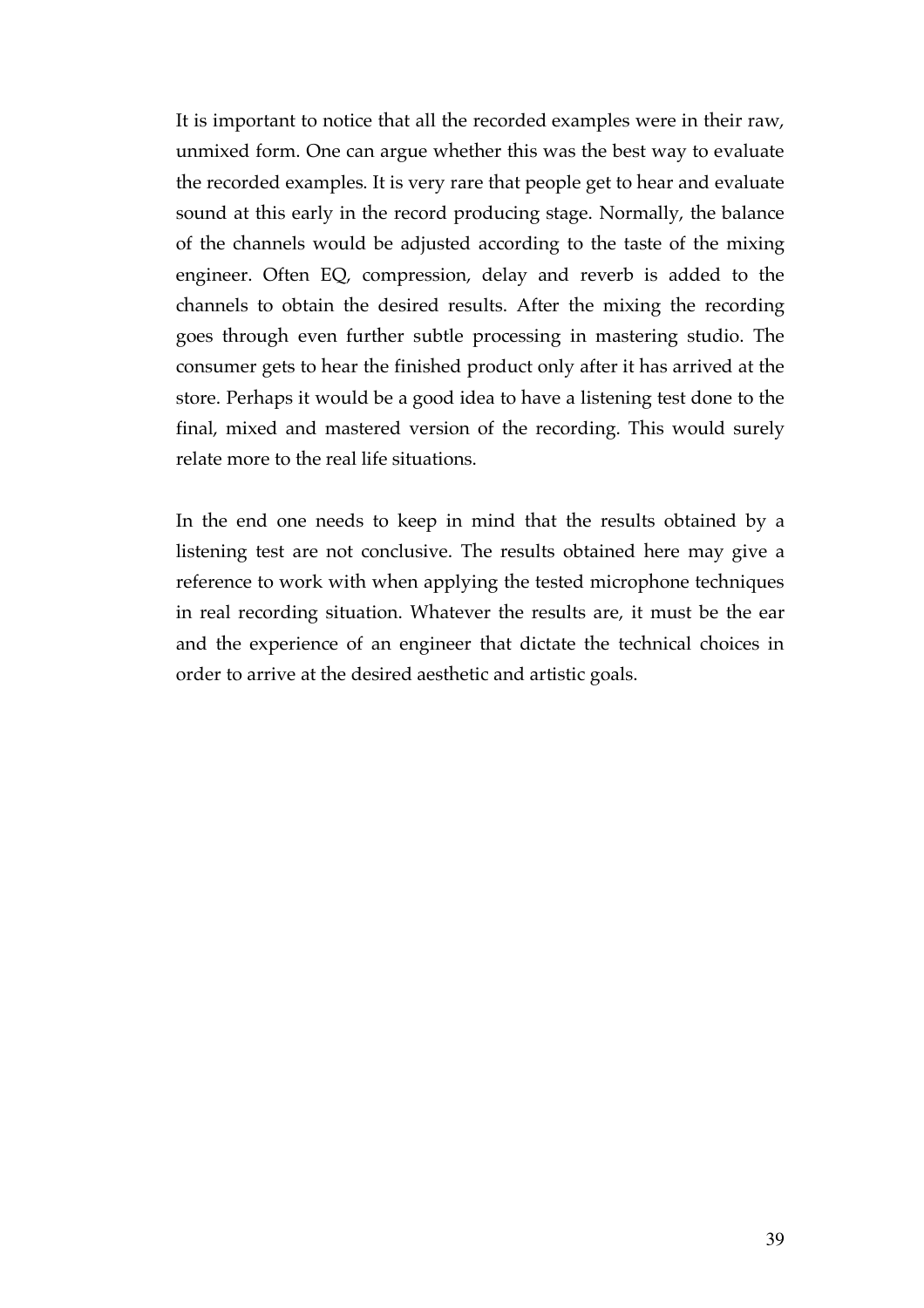It is important to notice that all the recorded examples were in their raw, unmixed form. One can argue whether this was the best way to evaluate the recorded examples. It is very rare that people get to hear and evaluate sound at this early in the record producing stage. Normally, the balance of the channels would be adjusted according to the taste of the mixing engineer. Often EQ, compression, delay and reverb is added to the channels to obtain the desired results. After the mixing the recording goes through even further subtle processing in mastering studio. The consumer gets to hear the finished product only after it has arrived at the store. Perhaps it would be a good idea to have a listening test done to the final, mixed and mastered version of the recording. This would surely relate more to the real life situations.

In the end one needs to keep in mind that the results obtained by a listening test are not conclusive. The results obtained here may give a reference to work with when applying the tested microphone techniques in real recording situation. Whatever the results are, it must be the ear and the experience of an engineer that dictate the technical choices in order to arrive at the desired aesthetic and artistic goals.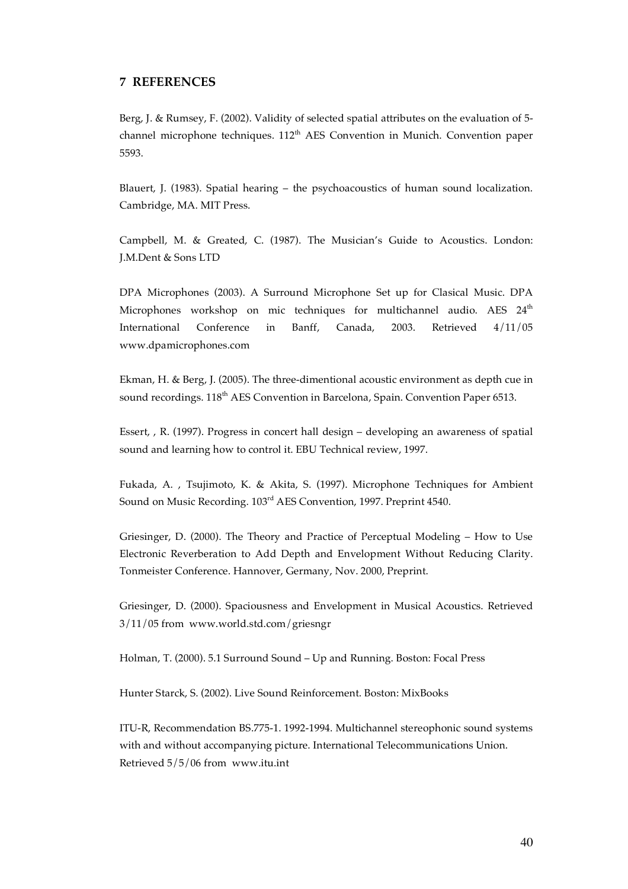## 7 REFERENCES

Berg, J. & Rumsey, F. (2002). Validity of selected spatial attributes on the evaluation of 5-channel microphone techniques. 112th AES Convention in Munich. Convention paper 5593.

Blauert, J. (1983). Spatial hearing – the psychoacoustics of human sound localization. Cambridge, MA. MIT Press.

Campbell, M. & Greated, C. (1987). The Musician's Guide to Acoustics. London: J.M.Dent & Sons LTD

DPA Microphones (2003). A Surround Microphone Set up for Clasical Music. DPA Microphones workshop on mic techniques for multichannel audio. AES 24th International Conference in Banff, Canada, 2003. Retrieved 4/11/05 www.dpamicrophones.com

Ekman, H. & Berg, J. (2005). The three-dimentional acoustic environment as depth cue in sound recordings. 118th AES Convention in Barcelona, Spain. Convention Paper 6513.

Essert, , R. (1997). Progress in concert hall design – developing an awareness of spatial sound and learning how to control it. EBU Technical review, 1997.

Fukada, A. , Tsujimoto, K. & Akita, S. (1997). Microphone Techniques for Ambient Sound on Music Recording. 103rd AES Convention, 1997. Preprint 4540.

Griesinger, D. (2000). The Theory and Practice of Perceptual Modeling – How to Use Electronic Reverberation to Add Depth and Envelopment Without Reducing Clarity. Tonmeister Conference. Hannover, Germany, Nov. 2000, Preprint.

Griesinger, D. (2000). Spaciousness and Envelopment in Musical Acoustics. Retrieved 3/11/05 from www.world.std.com/griesngr

Holman, T. (2000). 5.1 Surround Sound – Up and Running. Boston: Focal Press

Hunter Starck, S. (2002). Live Sound Reinforcement. Boston: MixBooks

ITU-R, Recommendation BS.775-1. 1992-1994. Multichannel stereophonic sound systems with and without accompanying picture. International Telecommunications Union. Retrieved 5/5/06 from www.itu.int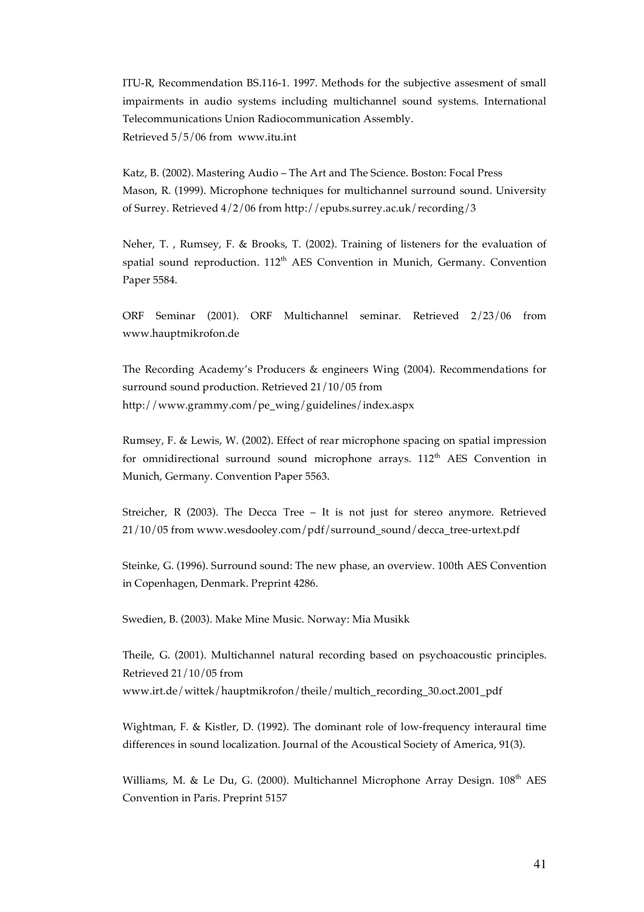ITU-R, Recommendation BS.116-1. 1997. Methods for the subjective assesment of small impairments in audio systems including multichannel sound systems. International Telecommunications Union Radiocommunication Assembly.
Retrieved 5/5/06 from www.itu.int

Katz, B. (2002). Mastering Audio – The Art and The Science. Boston: Focal Press
Mason, R. (1999). Microphone techniques for multichannel surround sound. University of Surrey. Retrieved 4/2/06 from http://epubs.surrey.ac.uk/recording/3

Neher, T. , Rumsey, F. & Brooks, T. (2002). Training of listeners for the evaluation of spatial sound reproduction. 112th AES Convention in Munich, Germany. Convention Paper 5584.

ORF Seminar (2001). ORF Multichannel seminar. Retrieved 2/23/06 from www.hauptmikrofon.de

The Recording Academy's Producers & engineers Wing (2004). Recommendations for surround sound production. Retrieved 21/10/05 from
http://www.grammy.com/pe_wing/guidelines/index.aspx

Rumsey, F. & Lewis, W. (2002). Effect of rear microphone spacing on spatial impression for omnidirectional surround sound microphone arrays. 112th AES Convention in Munich, Germany. Convention Paper 5563.

Streicher, R (2003). The Decca Tree – It is not just for stereo anymore. Retrieved 21/10/05 from www.wesdooley.com/pdf/surround_sound/decca_tree-urtext.pdf

Steinke, G. (1996). Surround sound: The new phase, an overview. 100th AES Convention in Copenhagen, Denmark. Preprint 4286.

Swedien, B. (2003). Make Mine Music. Norway: Mia Musikk

Theile, G. (2001). Multichannel natural recording based on psychoacoustic principles. Retrieved 21/10/05 from
www.irt.de/wittek/hauptmikrofon/theile/multich_recording_30.oct.2001_pdf

Wightman, F. & Kistler, D. (1992). The dominant role of low-frequency interaural time differences in sound localization. Journal of the Acoustical Society of America, 91(3).

Williams, M. & Le Du, G. (2000). Multichannel Microphone Array Design. 108th AES Convention in Paris. Preprint 5157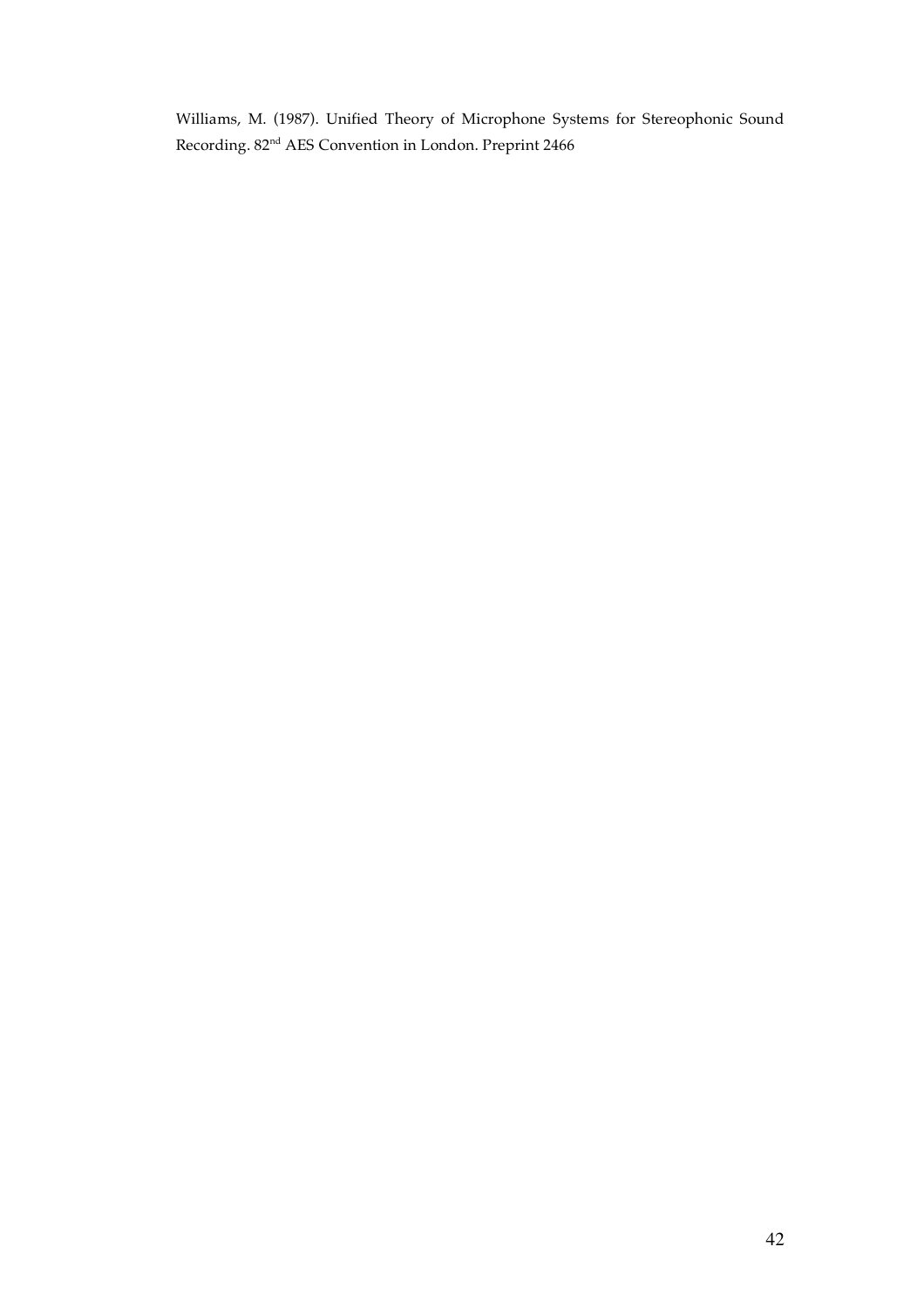Williams, M. (1987). Unified Theory of Microphone Systems for Stereophonic Sound Recording. 82nd AES Convention in London. Preprint 2466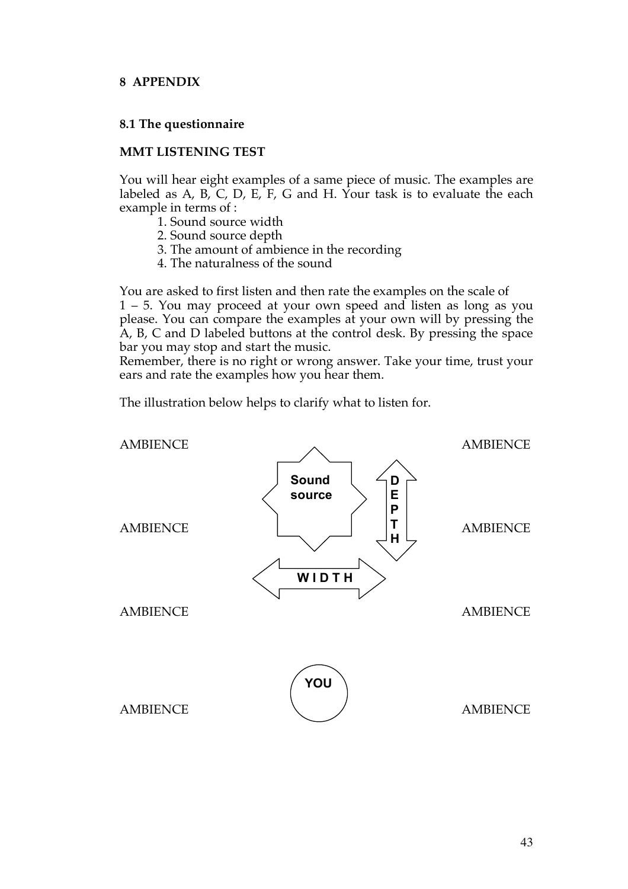# 8 APPENDIX

## 8.1 The questionnaire

### MMT LISTENING TEST

You will hear eight examples of a same piece of music. The examples are labeled as A, B, C, D, E, F, G and H. Your task is to evaluate the each example in terms of :

1. Sound source width
2. Sound source depth
3. The amount of ambience in the recording
4. The naturalness of the sound

You are asked to first listen and then rate the examples on the scale of 1 – 5. You may proceed at your own speed and listen as long as you please. You can compare the examples at your own will by pressing the A, B, C and D labeled buttons at the control desk. By pressing the space bar you may stop and start the music.
Remember, there is no right or wrong answer. Take your time, trust your ears and rate the examples how you hear them.

The illustration below helps to clarify what to listen for.

AMBIENCE AMBIENCE

Sound source DEPTH

AMBIENCE AMBIENCE

WIDTH

AMBIENCE AMBIENCE

YOU

AMBIENCE AMBIENCE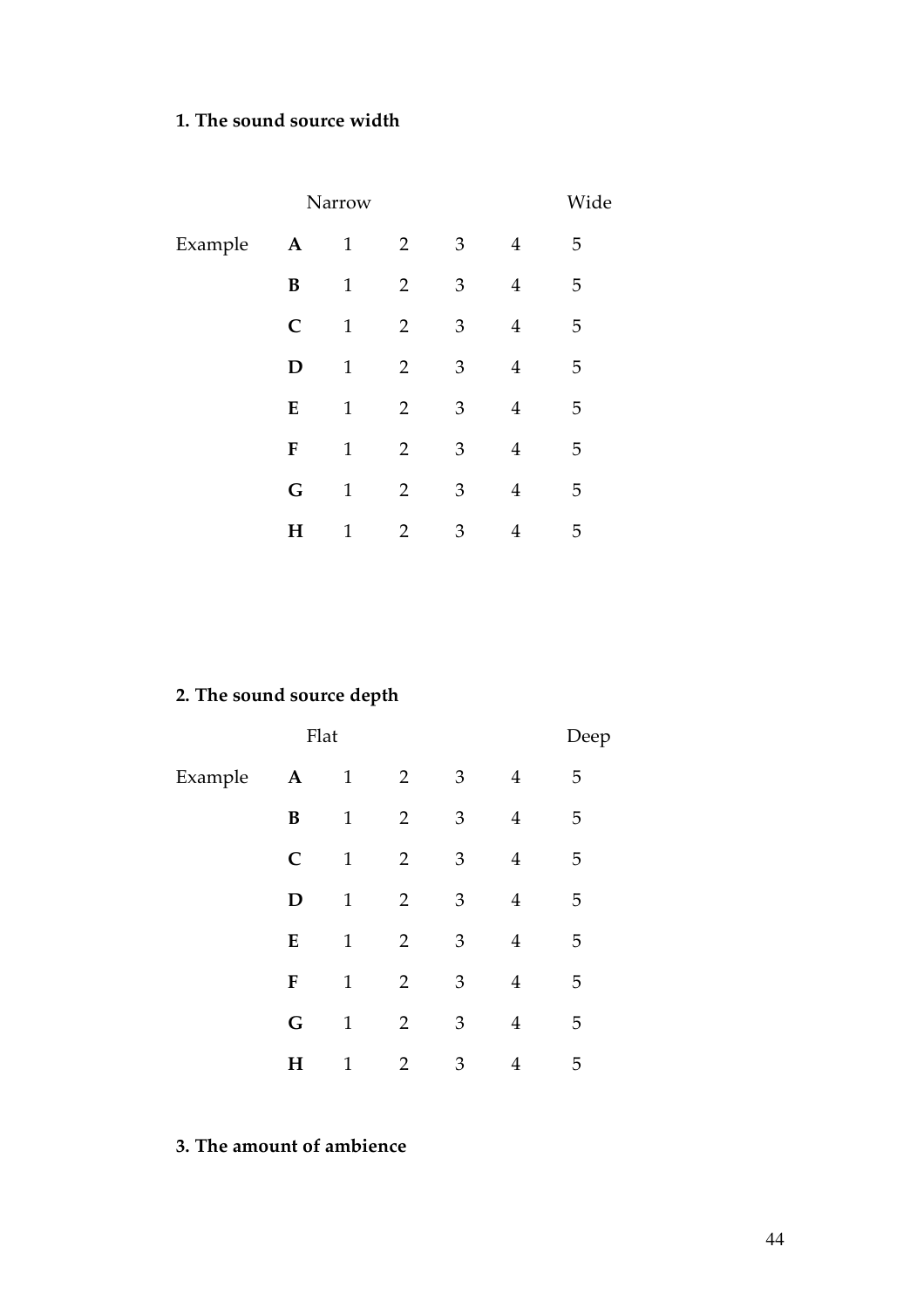**1. The sound source width**

| | | Narrow | | | | Wide |
|---|---|---|---|---|---|---|
| Example | **A** | 1 | 2 | 3 | 4 | 5 |
| | **B** | 1 | 2 | 3 | 4 | 5 |
| | **C** | 1 | 2 | 3 | 4 | 5 |
| | **D** | 1 | 2 | 3 | 4 | 5 |
| | **E** | 1 | 2 | 3 | 4 | 5 |
| | **F** | 1 | 2 | 3 | 4 | 5 |
| | **G** | 1 | 2 | 3 | 4 | 5 |
| | **H** | 1 | 2 | 3 | 4 | 5 |

**2. The sound source depth**

| | | Flat | | | | Deep |
|---|---|---|---|---|---|---|
| Example | **A** | 1 | 2 | 3 | 4 | 5 |
| | **B** | 1 | 2 | 3 | 4 | 5 |
| | **C** | 1 | 2 | 3 | 4 | 5 |
| | **D** | 1 | 2 | 3 | 4 | 5 |
| | **E** | 1 | 2 | 3 | 4 | 5 |
| | **F** | 1 | 2 | 3 | 4 | 5 |
| | **G** | 1 | 2 | 3 | 4 | 5 |
| | **H** | 1 | 2 | 3 | 4 | 5 |

**3. The amount of ambience**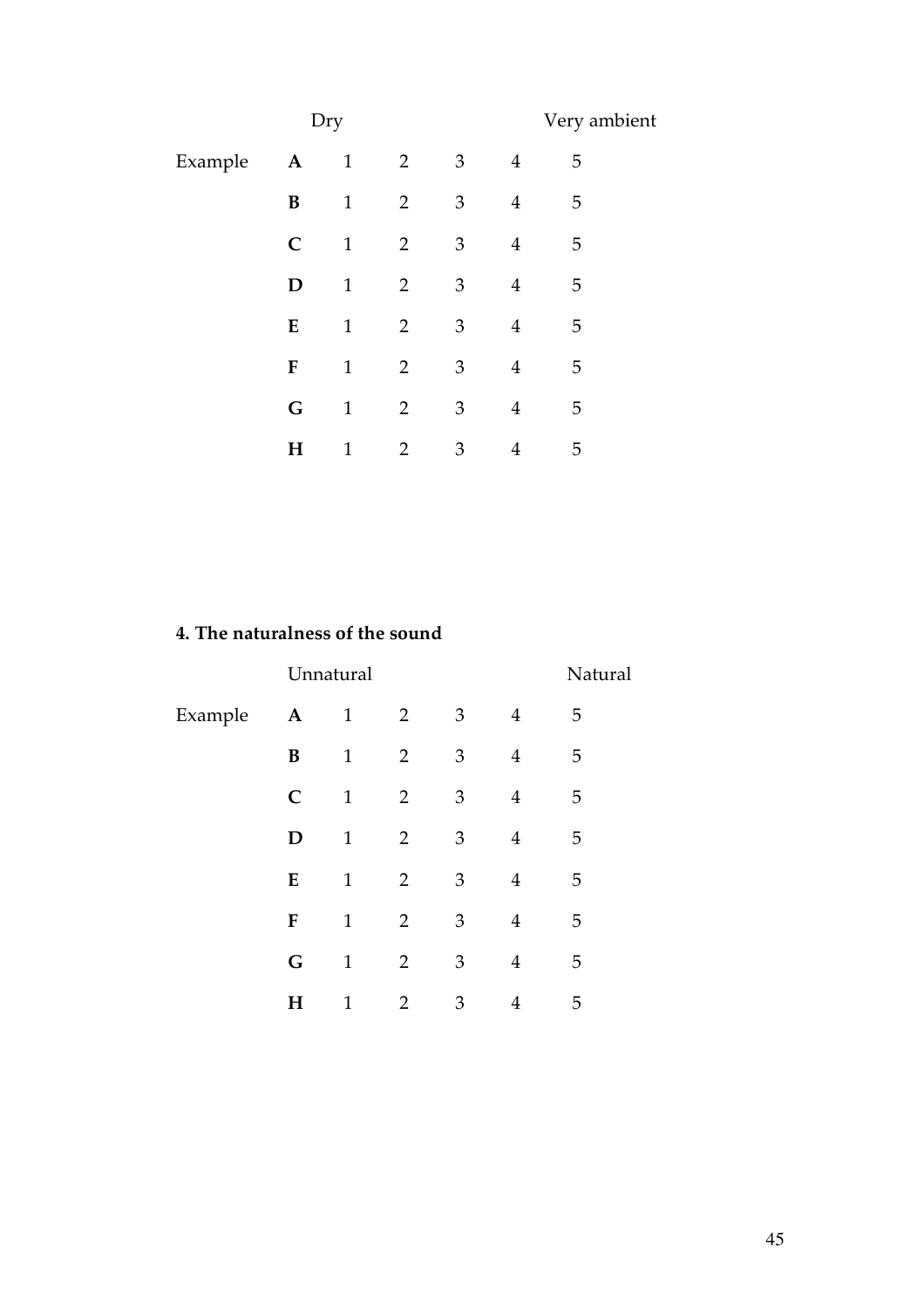| | | Dry | | | | Very ambient |
|---|---|---|---|---|---|---|
| Example | **A** | 1 | 2 | 3 | 4 | 5 |
| | **B** | 1 | 2 | 3 | 4 | 5 |
| | **C** | 1 | 2 | 3 | 4 | 5 |
| | **D** | 1 | 2 | 3 | 4 | 5 |
| | **E** | 1 | 2 | 3 | 4 | 5 |
| | **F** | 1 | 2 | 3 | 4 | 5 |
| | **G** | 1 | 2 | 3 | 4 | 5 |
| | **H** | 1 | 2 | 3 | 4 | 5 |

**4. The naturalness of the sound**

| | | Unnatural | | | | Natural |
|---|---|---|---|---|---|---|
| Example | **A** | 1 | 2 | 3 | 4 | 5 |
| | **B** | 1 | 2 | 3 | 4 | 5 |
| | **C** | 1 | 2 | 3 | 4 | 5 |
| | **D** | 1 | 2 | 3 | 4 | 5 |
| | **E** | 1 | 2 | 3 | 4 | 5 |
| | **F** | 1 | 2 | 3 | 4 | 5 |
| | **G** | 1 | 2 | 3 | 4 | 5 |
| | **H** | 1 | 2 | 3 | 4 | 5 |